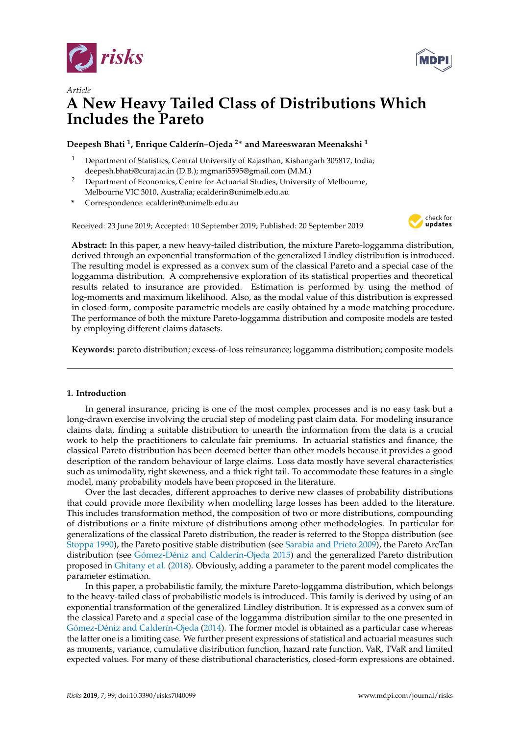Article

# A New Heavy Tailed Class of Distributions Which Includes the Pareto

**Deepesh Bhati [1], Enrique Calderín–Ojeda [2,*] and Mareeswaran Meenakshi [1]**

[1] Department of Statistics, Central University of Rajasthan, Kishangarh 305817, India; deepesh.bhati@curaj.ac.in (D.B.); mgmari5595@gmail.com (M.M.)

[2] Department of Economics, Centre for Actuarial Studies, University of Melbourne, Melbourne VIC 3010, Australia; ecalderin@unimelb.edu.au

[*] Correspondence: ecalderin@unimelb.edu.au

Received: 23 June 2019; Accepted: 10 September 2019; Published: 20 September 2019

**Abstract:** In this paper, a new heavy-tailed distribution, the mixture Pareto-loggamma distribution, derived through an exponential transformation of the generalized Lindley distribution is introduced. The resulting model is expressed as a convex sum of the classical Pareto and a special case of the loggamma distribution. A comprehensive exploration of its statistical properties and theoretical results related to insurance are provided. Estimation is performed by using the method of log-moments and maximum likelihood. Also, as the modal value of this distribution is expressed in closed-form, composite parametric models are easily obtained by a mode matching procedure. The performance of both the mixture Pareto-loggamma distribution and composite models are tested by employing different claims datasets.

**Keywords:** pareto distribution; excess-of-loss reinsurance; loggamma distribution; composite models

## 1. Introduction

In general insurance, pricing is one of the most complex processes and is no easy task but a long-drawn exercise involving the crucial step of modeling past claim data. For modeling insurance claims data, finding a suitable distribution to unearth the information from the data is a crucial work to help the practitioners to calculate fair premiums. In actuarial statistics and finance, the classical Pareto distribution has been deemed better than other models because it provides a good description of the random behaviour of large claims. Loss data mostly have several characteristics such as unimodality, right skewness, and a thick right tail. To accommodate these features in a single model, many probability models have been proposed in the literature.

Over the last decades, different approaches to derive new classes of probability distributions that could provide more flexibility when modelling large losses has been added to the literature. This includes transformation method, the composition of two or more distributions, compounding of distributions or a finite mixture of distributions among other methodologies. In particular for generalizations of the classical Pareto distribution, the reader is referred to the Stoppa distribution (see Stoppa 1990), the Pareto positive stable distribution (see Sarabia and Prieto 2009), the Pareto ArcTan distribution (see Gómez-Déniz and Calderín-Ojeda 2015) and the generalized Pareto distribution proposed in Ghitany et al. (2018). Obviously, adding a parameter to the parent model complicates the parameter estimation.

In this paper, a probabilistic family, the mixture Pareto-loggamma distribution, which belongs to the heavy-tailed class of probabilistic models is introduced. This family is derived by using of an exponential transformation of the generalized Lindley distribution. It is expressed as a convex sum of the classical Pareto and a special case of the loggamma distribution similar to the one presented in Gómez-Déniz and Calderín-Ojeda (2014). The former model is obtained as a particular case whereas the latter one is a limiting case. We further present expressions of statistical and actuarial measures such as moments, variance, cumulative distribution function, hazard rate function, VaR, TVaR and limited expected values. For many of these distributional characteristics, closed-form expressions are obtained.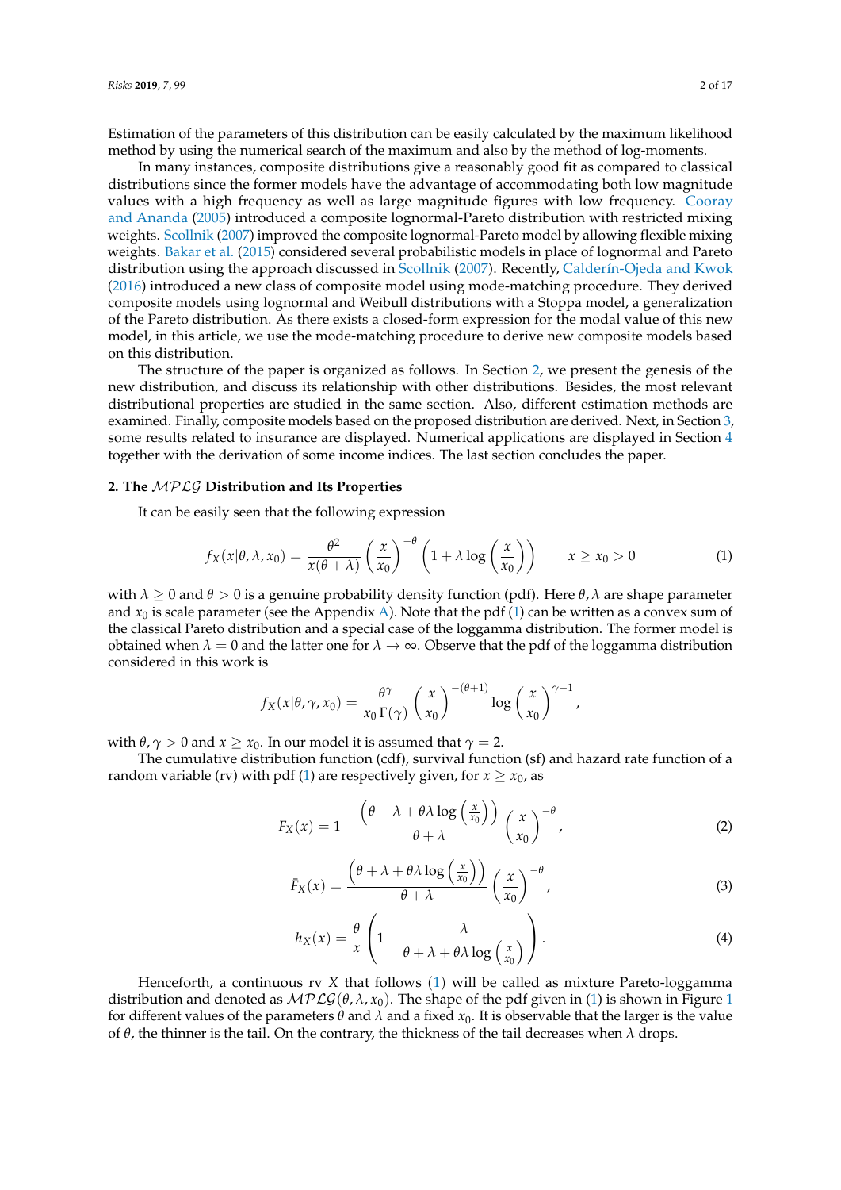Estimation of the parameters of this distribution can be easily calculated by the maximum likelihood method by using the numerical search of the maximum and also by the method of log-moments.

In many instances, composite distributions give a reasonably good fit as compared to classical distributions since the former models have the advantage of accommodating both low magnitude values with a high frequency as well as large magnitude figures with low frequency. Cooray and Ananda (2005) introduced a composite lognormal-Pareto distribution with restricted mixing weights. Scollnik (2007) improved the composite lognormal-Pareto model by allowing flexible mixing weights. Bakar et al. (2015) considered several probabilistic models in place of lognormal and Pareto distribution using the approach discussed in Scollnik (2007). Recently, Calderín-Ojeda and Kwok (2016) introduced a new class of composite model using mode-matching procedure. They derived composite models using lognormal and Weibull distributions with a Stoppa model, a generalization of the Pareto distribution. As there exists a closed-form expression for the modal value of this new model, in this article, we use the mode-matching procedure to derive new composite models based on this distribution.

The structure of the paper is organized as follows. In Section 2, we present the genesis of the new distribution, and discuss its relationship with other distributions. Besides, the most relevant distributional properties are studied in the same section. Also, different estimation methods are examined. Finally, composite models based on the proposed distribution are derived. Next, in Section 3, some results related to insurance are displayed. Numerical applications are displayed in Section 4 together with the derivation of some income indices. The last section concludes the paper.

## 2. The $\mathcal{MPLG}$ Distribution and Its Properties

It can be easily seen that the following expression

$$f_X(x|\theta,\lambda,x_0) = \frac{\theta^2}{x(\theta+\lambda)}\left(\frac{x}{x_0}\right)^{-\theta}\left(1+\lambda\log\left(\frac{x}{x_0}\right)\right) \qquad x \geq x_0 > 0 \tag{1}$$

with $\lambda \geq 0$ and $\theta > 0$ is a genuine probability density function (pdf). Here $\theta, \lambda$ are shape parameter and $x_0$ is scale parameter (see the Appendix A). Note that the pdf (1) can be written as a convex sum of the classical Pareto distribution and a special case of the loggamma distribution. The former model is obtained when $\lambda = 0$ and the latter one for $\lambda \to \infty$. Observe that the pdf of the loggamma distribution considered in this work is

$$f_X(x|\theta,\gamma,x_0) = \frac{\theta^\gamma}{x_0\,\Gamma(\gamma)}\left(\frac{x}{x_0}\right)^{-(\theta+1)}\log\left(\frac{x}{x_0}\right)^{\gamma-1},$$

with $\theta, \gamma > 0$ and $x \geq x_0$. In our model it is assumed that $\gamma = 2$.

The cumulative distribution function (cdf), survival function (sf) and hazard rate function of a random variable (rv) with pdf (1) are respectively given, for $x \geq x_0$, as

$$F_X(x) = 1 - \frac{\left(\theta+\lambda+\theta\lambda\log\left(\frac{x}{x_0}\right)\right)}{\theta+\lambda}\left(\frac{x}{x_0}\right)^{-\theta}, \tag{2}$$

$$\bar{F}_X(x) = \frac{\left(\theta+\lambda+\theta\lambda\log\left(\frac{x}{x_0}\right)\right)}{\theta+\lambda}\left(\frac{x}{x_0}\right)^{-\theta}, \tag{3}$$

$$h_X(x) = \frac{\theta}{x}\left(1 - \frac{\lambda}{\theta+\lambda+\theta\lambda\log\left(\frac{x}{x_0}\right)}\right). \tag{4}$$

Henceforth, a continuous rv $X$ that follows (1) will be called as mixture Pareto-loggamma distribution and denoted as $\mathcal{MPLG}(\theta,\lambda,x_0)$. The shape of the pdf given in (1) is shown in Figure 1 for different values of the parameters $\theta$ and $\lambda$ and a fixed $x_0$. It is observable that the larger is the value of $\theta$, the thinner is the tail. On the contrary, the thickness of the tail decreases when $\lambda$ drops.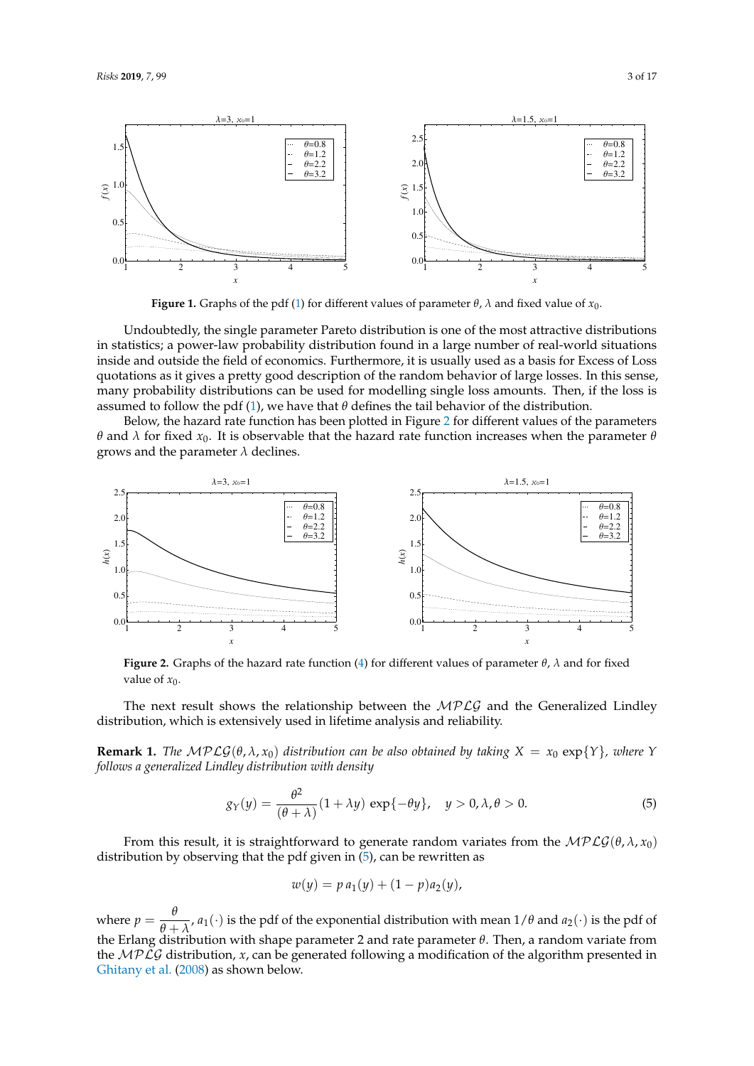**Figure 1.** Graphs of the pdf (1) for different values of parameter $\theta$, $\lambda$ and fixed value of $x_0$.

Undoubtedly, the single parameter Pareto distribution is one of the most attractive distributions in statistics; a power-law probability distribution found in a large number of real-world situations inside and outside the field of economics. Furthermore, it is usually used as a basis for Excess of Loss quotations as it gives a pretty good description of the random behavior of large losses. In this sense, many probability distributions can be used for modelling single loss amounts. Then, if the loss is assumed to follow the pdf (1), we have that $\theta$ defines the tail behavior of the distribution.

Below, the hazard rate function has been plotted in Figure 2 for different values of the parameters $\theta$ and $\lambda$ for fixed $x_0$. It is observable that the hazard rate function increases when the parameter $\theta$ grows and the parameter $\lambda$ declines.

**Figure 2.** Graphs of the hazard rate function (4) for different values of parameter $\theta$, $\lambda$ and for fixed value of $x_0$.

The next result shows the relationship between the $\mathcal{MPLG}$ and the Generalized Lindley distribution, which is extensively used in lifetime analysis and reliability.

**Remark 1.** *The $\mathcal{MPLG}(\theta, \lambda, x_0)$ distribution can be also obtained by taking $X = x_0 \exp\{Y\}$, where $Y$ follows a generalized Lindley distribution with density*

$$g_Y(y) = \frac{\theta^2}{(\theta + \lambda)}(1 + \lambda y) \exp\{-\theta y\}, \quad y > 0, \lambda, \theta > 0. \tag{5}$$

From this result, it is straightforward to generate random variates from the $\mathcal{MPLG}(\theta, \lambda, x_0)$ distribution by observing that the pdf given in (5), can be rewritten as

$$w(y) = p\, a_1(y) + (1 - p)a_2(y),$$

where $p = \dfrac{\theta}{\theta + \lambda}$, $a_1(\cdot)$ is the pdf of the exponential distribution with mean $1/\theta$ and $a_2(\cdot)$ is the pdf of the Erlang distribution with shape parameter 2 and rate parameter $\theta$. Then, a random variate from the $\mathcal{MPLG}$ distribution, $x$, can be generated following a modification of the algorithm presented in Ghitany et al. (2008) as shown below.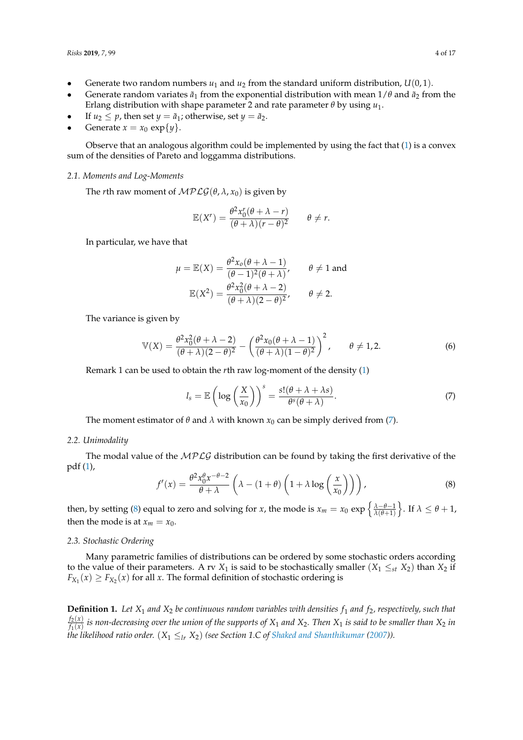- Generate two random numbers $u_1$ and $u_2$ from the standard uniform distribution, $U(0,1)$.
- Generate random variates $\tilde{a}_1$ from the exponential distribution with mean $1/\theta$ and $\tilde{a}_2$ from the Erlang distribution with shape parameter 2 and rate parameter $\theta$ by using $u_1$.
- If $u_2 \leq p$, then set $y = \tilde{a}_1$; otherwise, set $y = \tilde{a}_2$.
- Generate $x = x_0 \exp\{y\}$.

Observe that an analogous algorithm could be implemented by using the fact that (1) is a convex sum of the densities of Pareto and loggamma distributions.

### 2.1. Moments and Log-Moments

The $r$th raw moment of $\mathcal{MPLG}(\theta, \lambda, x_0)$ is given by

$$\mathbb{E}(X^r) = \frac{\theta^2 x_0^r (\theta + \lambda - r)}{(\theta + \lambda)(r - \theta)^2} \qquad \theta \neq r.$$

In particular, we have that

$$\mu = \mathbb{E}(X) = \frac{\theta^2 x_o (\theta + \lambda - 1)}{(\theta - 1)^2 (\theta + \lambda)}, \qquad \theta \neq 1 \text{ and}$$

$$\mathbb{E}(X^2) = \frac{\theta^2 x_0^2 (\theta + \lambda - 2)}{(\theta + \lambda)(2 - \theta)^2}, \qquad \theta \neq 2.$$

The variance is given by

$$\mathbb{V}(X) = \frac{\theta^2 x_0^2 (\theta + \lambda - 2)}{(\theta + \lambda)(2 - \theta)^2} - \left( \frac{\theta^2 x_0 (\theta + \lambda - 1)}{(\theta + \lambda)(1 - \theta)^2} \right)^2, \qquad \theta \neq 1, 2. \tag{6}$$

Remark 1 can be used to obtain the $r$th raw log-moment of the density (1)

$$l_s = \mathbb{E}\left( \log\left( \frac{X}{x_0} \right) \right)^s = \frac{s!(\theta + \lambda + \lambda s)}{\theta^s (\theta + \lambda)}. \tag{7}$$

The moment estimator of $\theta$ and $\lambda$ with known $x_0$ can be simply derived from (7).

### 2.2. Unimodality

The modal value of the $\mathcal{MPLG}$ distribution can be found by taking the first derivative of the pdf (1),

$$f'(x) = \frac{\theta^2 x_0^\theta x^{-\theta-2}}{\theta + \lambda} \left( \lambda - (1 + \theta)\left( 1 + \lambda \log\left( \frac{x}{x_0} \right) \right) \right), \tag{8}$$

then, by setting (8) equal to zero and solving for $x$, the mode is $x_m = x_0 \exp\left\{ \frac{\lambda - \theta - 1}{\lambda(\theta + 1)} \right\}$. If $\lambda \leq \theta + 1$, then the mode is at $x_m = x_0$.

### 2.3. Stochastic Ordering

Many parametric families of distributions can be ordered by some stochastic orders according to the value of their parameters. A rv $X_1$ is said to be stochastically smaller ($X_1 \leq_{st} X_2$) than $X_2$ if $F_{X_1}(x) \geq F_{X_2}(x)$ for all $x$. The formal definition of stochastic ordering is

**Definition 1.** *Let $X_1$ and $X_2$ be continuous random variables with densities $f_1$ and $f_2$, respectively, such that $\frac{f_2(x)}{f_1(x)}$ is non-decreasing over the union of the supports of $X_1$ and $X_2$. Then $X_1$ is said to be smaller than $X_2$ in the likelihood ratio order. ($X_1 \leq_{lr} X_2$) (see Section 1.C of Shaked and Shanthikumar (2007)).*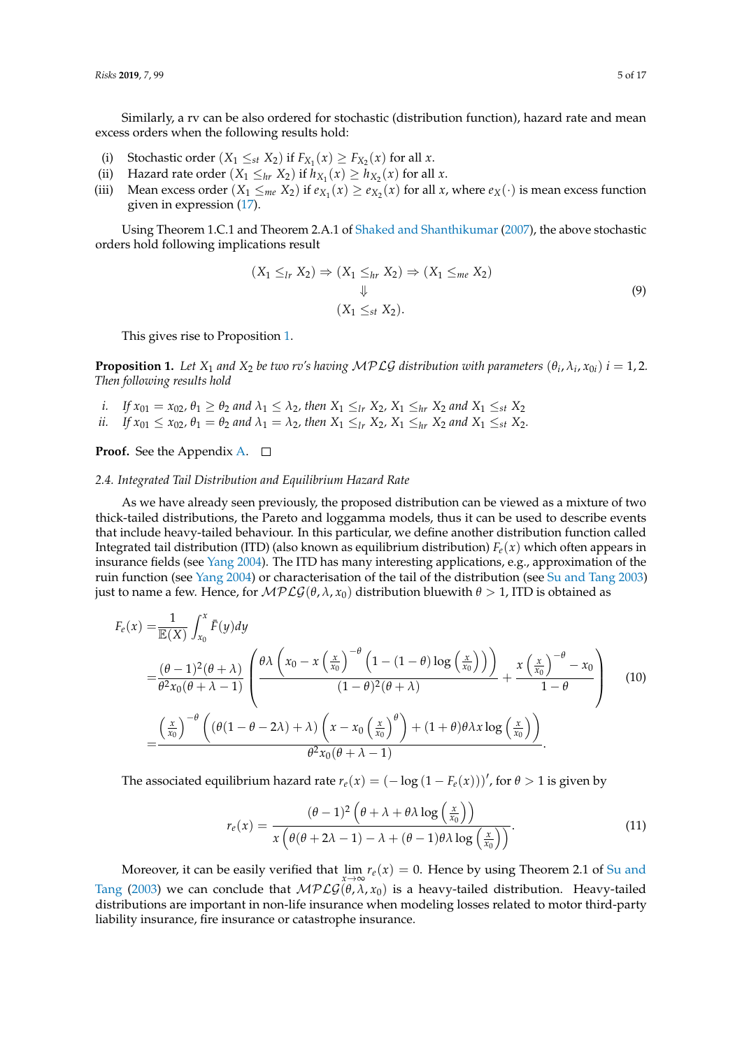Similarly, a rv can be also ordered for stochastic (distribution function), hazard rate and mean excess orders when the following results hold:

(i) Stochastic order ($X_1 \leq_{st} X_2$) if $F_{X_1}(x) \geq F_{X_2}(x)$ for all $x$.
(ii) Hazard rate order ($X_1 \leq_{hr} X_2$) if $h_{X_1}(x) \geq h_{X_2}(x)$ for all $x$.
(iii) Mean excess order ($X_1 \leq_{me} X_2$) if $e_{X_1}(x) \geq e_{X_2}(x)$ for all $x$, where $e_X(\cdot)$ is mean excess function given in expression (17).

Using Theorem 1.C.1 and Theorem 2.A.1 of Shaked and Shanthikumar (2007), the above stochastic orders hold following implications result

$$
\begin{array}{c}
(X_1 \leq_{lr} X_2) \Rightarrow (X_1 \leq_{hr} X_2) \Rightarrow (X_1 \leq_{me} X_2) \\
\Downarrow \\
(X_1 \leq_{st} X_2).
\end{array}
\tag{9}
$$

This gives rise to Proposition 1.

**Proposition 1.** *Let $X_1$ and $X_2$ be two rv's having $\mathcal{MPLG}$ distribution with parameters $(\theta_i, \lambda_i, x_{0i})$ $i = 1, 2$. Then following results hold*

i. *If $x_{01} = x_{02}$, $\theta_1 \geq \theta_2$ and $\lambda_1 \leq \lambda_2$, then $X_1 \leq_{lr} X_2$, $X_1 \leq_{hr} X_2$ and $X_1 \leq_{st} X_2$*
ii. *If $x_{01} \leq x_{02}$, $\theta_1 = \theta_2$ and $\lambda_1 = \lambda_2$, then $X_1 \leq_{lr} X_2$, $X_1 \leq_{hr} X_2$ and $X_1 \leq_{st} X_2$.*

**Proof.** See the Appendix A. □

*2.4. Integrated Tail Distribution and Equilibrium Hazard Rate*

As we have already seen previously, the proposed distribution can be viewed as a mixture of two thick-tailed distributions, the Pareto and loggamma models, thus it can be used to describe events that include heavy-tailed behaviour. In this particular, we define another distribution function called Integrated tail distribution (ITD) (also known as equilibrium distribution) $F_e(x)$ which often appears in insurance fields (see Yang 2004). The ITD has many interesting applications, e.g., approximation of the ruin function (see Yang 2004) or characterisation of the tail of the distribution (see Su and Tang 2003) just to name a few. Hence, for $\mathcal{MPLG}(\theta, \lambda, x_0)$ distribution bluewith $\theta > 1$, ITD is obtained as

$$
\begin{aligned}
F_e(x) =& \frac{1}{\mathbb{E}(X)} \int_{x_0}^{x} \bar{F}(y)dy \\
=& \frac{(\theta-1)^2(\theta+\lambda)}{\theta^2 x_0(\theta+\lambda-1)} \left( \frac{\theta\lambda \left( x_0 - x\left(\frac{x}{x_0}\right)^{-\theta} \left(1-(1-\theta)\log\left(\frac{x}{x_0}\right)\right)\right)}{(1-\theta)^2(\theta+\lambda)} + \frac{x\left(\frac{x}{x_0}\right)^{-\theta} - x_0}{1-\theta} \right) \\
=& \frac{\left(\frac{x}{x_0}\right)^{-\theta} \left( (\theta(1-\theta-2\lambda)+\lambda)\left(x - x_0\left(\frac{x}{x_0}\right)^{\theta}\right) + (1+\theta)\theta\lambda x \log\left(\frac{x}{x_0}\right)\right)}{\theta^2 x_0(\theta+\lambda-1)}.
\end{aligned}
\tag{10}
$$

The associated equilibrium hazard rate $r_e(x) = (-\log(1-F_e(x)))'$, for $\theta > 1$ is given by

$$
r_e(x) = \frac{(\theta-1)^2\left(\theta+\lambda+\theta\lambda\log\left(\frac{x}{x_0}\right)\right)}{x\left(\theta(\theta+2\lambda-1)-\lambda+(\theta-1)\theta\lambda\log\left(\frac{x}{x_0}\right)\right)}.
\tag{11}
$$

Moreover, it can be easily verified that $\lim_{x\to\infty} r_e(x) = 0$. Hence by using Theorem 2.1 of Su and Tang (2003) we can conclude that $\mathcal{MPLG}(\theta, \lambda, x_0)$ is a heavy-tailed distribution. Heavy-tailed distributions are important in non-life insurance when modeling losses related to motor third-party liability insurance, fire insurance or catastrophe insurance.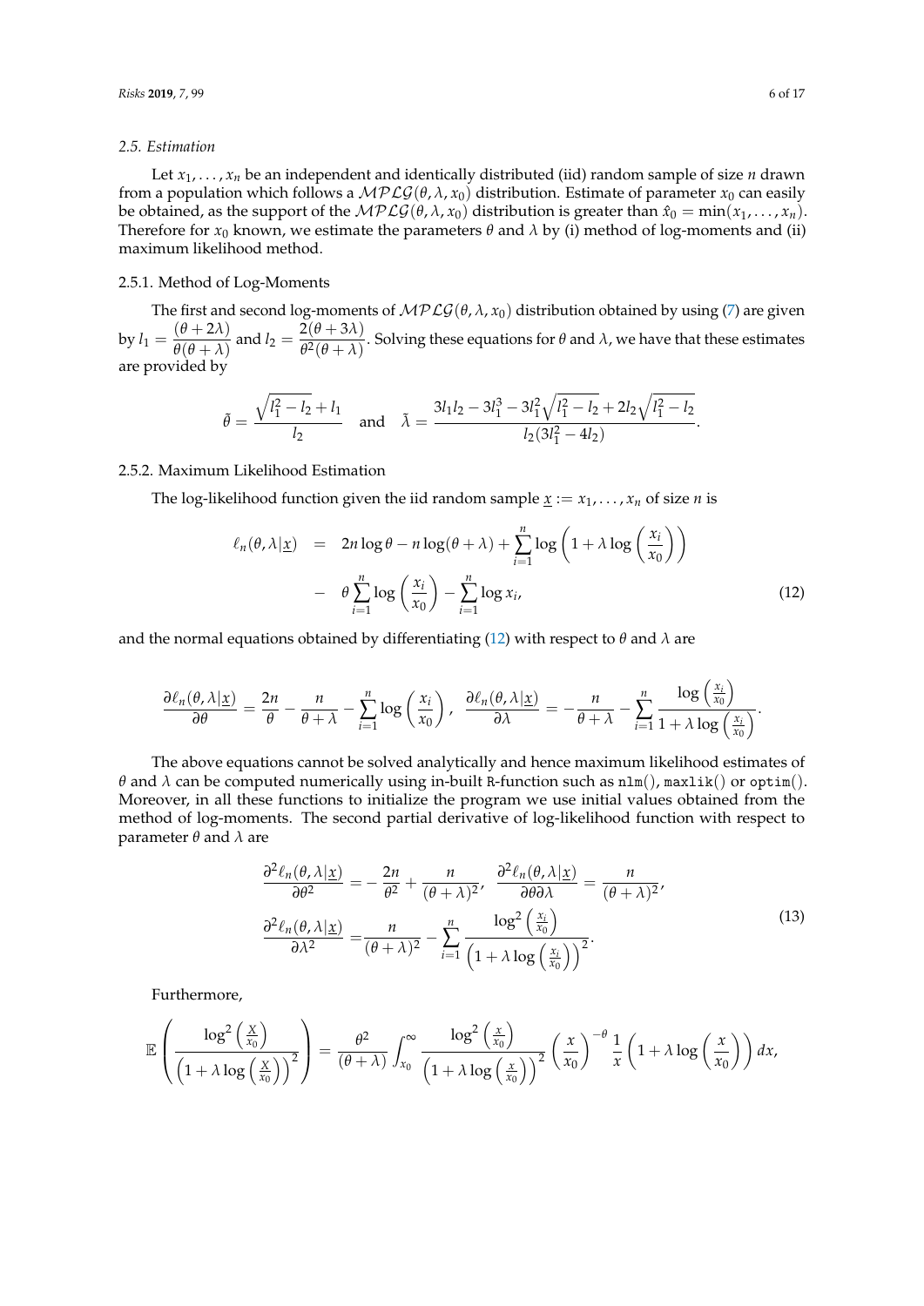### 2.5. Estimation

Let $x_1, \ldots, x_n$ be an independent and identically distributed (iid) random sample of size $n$ drawn from a population which follows a $\mathcal{MPLG}(\theta, \lambda, x_0)$ distribution. Estimate of parameter $x_0$ can easily be obtained, as the support of the $\mathcal{MPLG}(\theta, \lambda, x_0)$ distribution is greater than $\hat{x}_0 = \min(x_1, \ldots, x_n)$. Therefore for $x_0$ known, we estimate the parameters $\theta$ and $\lambda$ by (i) method of log-moments and (ii) maximum likelihood method.

#### 2.5.1. Method of Log-Moments

The first and second log-moments of $\mathcal{MPLG}(\theta, \lambda, x_0)$ distribution obtained by using (7) are given by $l_1 = \frac{(\theta + 2\lambda)}{\theta(\theta + \lambda)}$ and $l_2 = \frac{2(\theta + 3\lambda)}{\theta^2(\theta + \lambda)}$. Solving these equations for $\theta$ and $\lambda$, we have that these estimates are provided by

$$\tilde{\theta} = \frac{\sqrt{l_1^2 - l_2} + l_1}{l_2} \quad \text{and} \quad \tilde{\lambda} = \frac{3l_1 l_2 - 3l_1^3 - 3l_1^2\sqrt{l_1^2 - l_2} + 2l_2\sqrt{l_1^2 - l_2}}{l_2(3l_1^2 - 4l_2)}.$$

#### 2.5.2. Maximum Likelihood Estimation

The log-likelihood function given the iid random sample $\underline{x} := x_1, \ldots, x_n$ of size $n$ is

$$\begin{aligned} \ell_n(\theta, \lambda | \underline{x}) &= 2n \log \theta - n \log(\theta + \lambda) + \sum_{i=1}^{n} \log\left(1 + \lambda \log\left(\frac{x_i}{x_0}\right)\right) \\ &- \theta \sum_{i=1}^{n} \log\left(\frac{x_i}{x_0}\right) - \sum_{i=1}^{n} \log x_i, \end{aligned} \tag{12}$$

and the normal equations obtained by differentiating (12) with respect to $\theta$ and $\lambda$ are

$$\frac{\partial \ell_n(\theta, \lambda | \underline{x})}{\partial \theta} = \frac{2n}{\theta} - \frac{n}{\theta + \lambda} - \sum_{i=1}^{n} \log\left(\frac{x_i}{x_0}\right), \quad \frac{\partial \ell_n(\theta, \lambda | \underline{x})}{\partial \lambda} = -\frac{n}{\theta + \lambda} - \sum_{i=1}^{n} \frac{\log\left(\frac{x_i}{x_0}\right)}{1 + \lambda \log\left(\frac{x_i}{x_0}\right)}.$$

The above equations cannot be solved analytically and hence maximum likelihood estimates of $\theta$ and $\lambda$ can be computed numerically using in-built R-function such as `nlm()`, `maxlik()` or `optim()`. Moreover, in all these functions to initialize the program we use initial values obtained from the method of log-moments. The second partial derivative of log-likelihood function with respect to parameter $\theta$ and $\lambda$ are

$$\begin{aligned} \frac{\partial^2 \ell_n(\theta, \lambda | \underline{x})}{\partial \theta^2} &= -\frac{2n}{\theta^2} + \frac{n}{(\theta + \lambda)^2}, \quad \frac{\partial^2 \ell_n(\theta, \lambda | \underline{x})}{\partial \theta \partial \lambda} = \frac{n}{(\theta + \lambda)^2}, \\ \frac{\partial^2 \ell_n(\theta, \lambda | \underline{x})}{\partial \lambda^2} &= \frac{n}{(\theta + \lambda)^2} - \sum_{i=1}^{n} \frac{\log^2\left(\frac{x_i}{x_0}\right)}{\left(1 + \lambda \log\left(\frac{x_i}{x_0}\right)\right)^2}. \end{aligned} \tag{13}$$

Furthermore,

$$\mathbb{E}\left(\frac{\log^2\left(\frac{X}{x_0}\right)}{\left(1 + \lambda \log\left(\frac{X}{x_0}\right)\right)^2}\right) = \frac{\theta^2}{(\theta + \lambda)} \int_{x_0}^{\infty} \frac{\log^2\left(\frac{x}{x_0}\right)}{\left(1 + \lambda \log\left(\frac{x}{x_0}\right)\right)^2} \left(\frac{x}{x_0}\right)^{-\theta} \frac{1}{x}\left(1 + \lambda \log\left(\frac{x}{x_0}\right)\right) dx,$$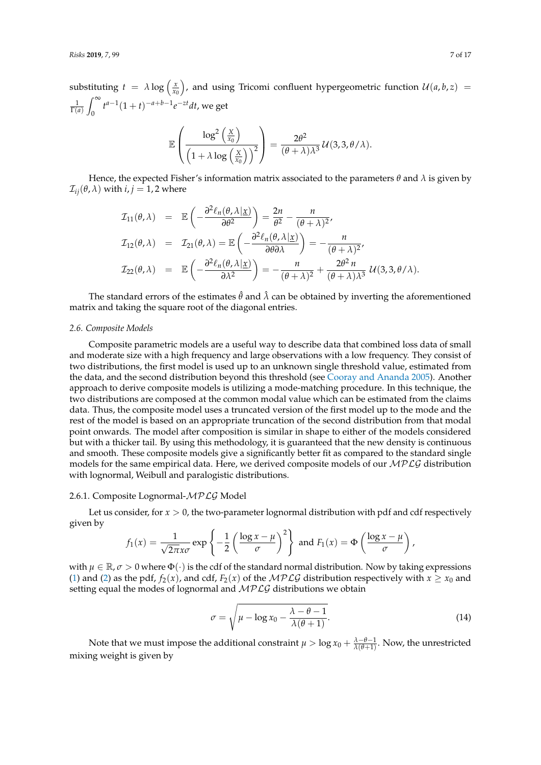substituting $t = \lambda \log\left(\frac{x}{x_0}\right)$, and using Tricomi confluent hypergeometric function $\mathcal{U}(a,b,z) = \frac{1}{\Gamma(a)}\int_0^\infty t^{a-1}(1+t)^{-a+b-1}e^{-zt}dt$, we get

$$\mathbb{E}\left(\frac{\log^2\left(\frac{X}{x_0}\right)}{\left(1+\lambda\log\left(\frac{X}{x_0}\right)\right)^2}\right) = \frac{2\theta^2}{(\theta+\lambda)\lambda^3}\mathcal{U}(3,3,\theta/\lambda).$$

Hence, the expected Fisher's information matrix associated to the parameters $\theta$ and $\lambda$ is given by $\mathcal{I}_{ij}(\theta,\lambda)$ with $i,j = 1,2$ where

$$\begin{aligned}
\mathcal{I}_{11}(\theta,\lambda) &= \mathbb{E}\left(-\frac{\partial^2 \ell_n(\theta,\lambda|\underline{x})}{\partial\theta^2}\right) = \frac{2n}{\theta^2} - \frac{n}{(\theta+\lambda)^2}, \\
\mathcal{I}_{12}(\theta,\lambda) &= \mathcal{I}_{21}(\theta,\lambda) = \mathbb{E}\left(-\frac{\partial^2 \ell_n(\theta,\lambda|\underline{x})}{\partial\theta\partial\lambda}\right) = -\frac{n}{(\theta+\lambda)^2}, \\
\mathcal{I}_{22}(\theta,\lambda) &= \mathbb{E}\left(-\frac{\partial^2 \ell_n(\theta,\lambda|\underline{x})}{\partial\lambda^2}\right) = -\frac{n}{(\theta+\lambda)^2} + \frac{2\theta^2\, n}{(\theta+\lambda)\lambda^3}\,\mathcal{U}(3,3,\theta/\lambda).
\end{aligned}$$

The standard errors of the estimates $\hat{\theta}$ and $\hat{\lambda}$ can be obtained by inverting the aforementioned matrix and taking the square root of the diagonal entries.

### *2.6. Composite Models*

Composite parametric models are a useful way to describe data that combined loss data of small and moderate size with a high frequency and large observations with a low frequency. They consist of two distributions, the first model is used up to an unknown single threshold value, estimated from the data, and the second distribution beyond this threshold (see Cooray and Ananda 2005). Another approach to derive composite models is utilizing a mode-matching procedure. In this technique, the two distributions are composed at the common modal value which can be estimated from the claims data. Thus, the composite model uses a truncated version of the first model up to the mode and the rest of the model is based on an appropriate truncation of the second distribution from that modal point onwards. The model after composition is similar in shape to either of the models considered but with a thicker tail. By using this methodology, it is guaranteed that the new density is continuous and smooth. These composite models give a significantly better fit as compared to the standard single models for the same empirical data. Here, we derived composite models of our $\mathcal{MPLG}$ distribution with lognormal, Weibull and paralogistic distributions.

#### 2.6.1. Composite Lognormal-$\mathcal{MPLG}$ Model

Let us consider, for $x > 0$, the two-parameter lognormal distribution with pdf and cdf respectively given by

$$f_1(x) = \frac{1}{\sqrt{2\pi}x\sigma}\exp\left\{-\frac{1}{2}\left(\frac{\log x - \mu}{\sigma}\right)^2\right\} \text{ and } F_1(x) = \Phi\left(\frac{\log x - \mu}{\sigma}\right),$$

with $\mu \in \mathbb{R}, \sigma > 0$ where $\Phi(\cdot)$ is the cdf of the standard normal distribution. Now by taking expressions (1) and (2) as the pdf, $f_2(x)$, and cdf, $F_2(x)$ of the $\mathcal{MPLG}$ distribution respectively with $x \geq x_0$ and setting equal the modes of lognormal and $\mathcal{MPLG}$ distributions we obtain

$$\sigma = \sqrt{\mu - \log x_0 - \frac{\lambda - \theta - 1}{\lambda(\theta+1)}}. \tag{14}$$

Note that we must impose the additional constraint $\mu > \log x_0 + \frac{\lambda-\theta-1}{\lambda(\theta+1)}$. Now, the unrestricted mixing weight is given by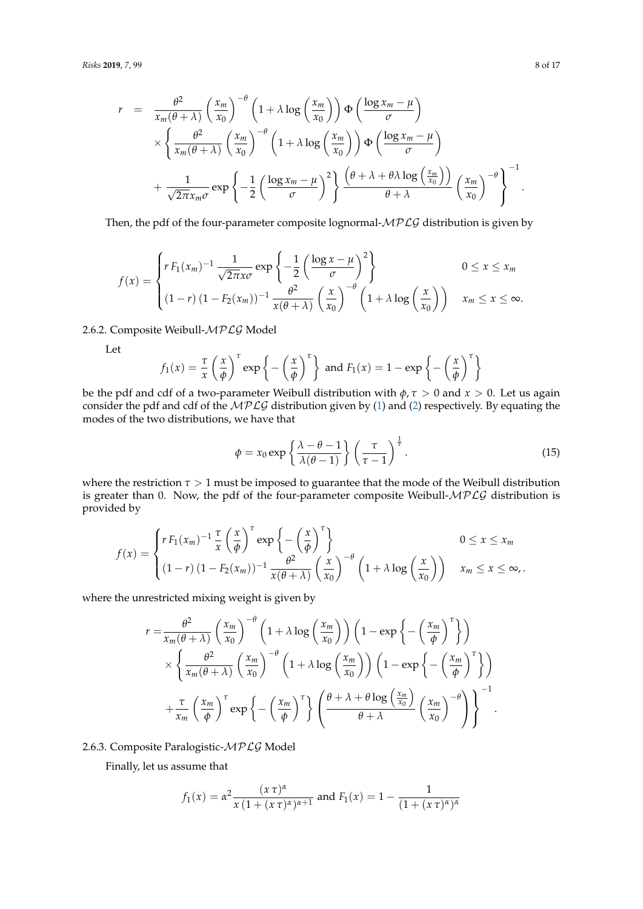$$
\begin{aligned}
r \;=\;& \frac{\theta^2}{x_m(\theta+\lambda)}\left(\frac{x_m}{x_0}\right)^{-\theta}\left(1+\lambda\log\left(\frac{x_m}{x_0}\right)\right)\Phi\left(\frac{\log x_m-\mu}{\sigma}\right) \\
&\times\left\{\frac{\theta^2}{x_m(\theta+\lambda)}\left(\frac{x_m}{x_0}\right)^{-\theta}\left(1+\lambda\log\left(\frac{x_m}{x_0}\right)\right)\Phi\left(\frac{\log x_m-\mu}{\sigma}\right)\right. \\
&\left.+\frac{1}{\sqrt{2\pi}x_m\sigma}\exp\left\{-\frac{1}{2}\left(\frac{\log x_m-\mu}{\sigma}\right)^2\right\}\frac{\left(\theta+\lambda+\theta\lambda\log\left(\frac{x_m}{x_0}\right)\right)}{\theta+\lambda}\left(\frac{x_m}{x_0}\right)^{-\theta}\right\}^{-1}.
\end{aligned}
$$

Then, the pdf of the four-parameter composite lognormal-$\mathcal{MPLG}$ distribution is given by

$$
f(x)=\begin{cases}
r\,F_1(x_m)^{-1}\,\dfrac{1}{\sqrt{2\pi}x\sigma}\exp\left\{-\dfrac{1}{2}\left(\dfrac{\log x-\mu}{\sigma}\right)^2\right\} & 0\le x\le x_m\\[2ex]
(1-r)\,(1-F_2(x_m))^{-1}\,\dfrac{\theta^2}{x(\theta+\lambda)}\left(\dfrac{x}{x_0}\right)^{-\theta}\left(1+\lambda\log\left(\dfrac{x}{x_0}\right)\right) & x_m\le x\le\infty.
\end{cases}
$$

### 2.6.2. Composite Weibull-$\mathcal{MPLG}$ Model

Let

$$
f_1(x)=\frac{\tau}{x}\left(\frac{x}{\phi}\right)^{\tau}\exp\left\{-\left(\frac{x}{\phi}\right)^{\tau}\right\}\text{ and }F_1(x)=1-\exp\left\{-\left(\frac{x}{\phi}\right)^{\tau}\right\}
$$

be the pdf and cdf of a two-parameter Weibull distribution with $\phi,\tau>0$ and $x>0$. Let us again consider the pdf and cdf of the $\mathcal{MPLG}$ distribution given by (1) and (2) respectively. By equating the modes of the two distributions, we have that

$$
\phi=x_0\exp\left\{\frac{\lambda-\theta-1}{\lambda(\theta-1)}\right\}\left(\frac{\tau}{\tau-1}\right)^{\frac{1}{\tau}}. \tag{15}
$$

where the restriction $\tau>1$ must be imposed to guarantee that the mode of the Weibull distribution is greater than 0. Now, the pdf of the four-parameter composite Weibull-$\mathcal{MPLG}$ distribution is provided by

$$
f(x)=\begin{cases}
r\,F_1(x_m)^{-1}\,\dfrac{\tau}{x}\left(\dfrac{x}{\phi}\right)^{\tau}\exp\left\{-\left(\dfrac{x}{\phi}\right)^{\tau}\right\} & 0\le x\le x_m\\[2ex]
(1-r)\,(1-F_2(x_m))^{-1}\,\dfrac{\theta^2}{x(\theta+\lambda)}\left(\dfrac{x}{x_0}\right)^{-\theta}\left(1+\lambda\log\left(\dfrac{x}{x_0}\right)\right) & x_m\le x\le\infty,.
\end{cases}
$$

where the unrestricted mixing weight is given by

$$
\begin{aligned}
r=&\frac{\theta^2}{x_m(\theta+\lambda)}\left(\frac{x_m}{x_0}\right)^{-\theta}\left(1+\lambda\log\left(\frac{x_m}{x_0}\right)\right)\left(1-\exp\left\{-\left(\frac{x_m}{\phi}\right)^{\tau}\right\}\right)\\
&\times\left\{\frac{\theta^2}{x_m(\theta+\lambda)}\left(\frac{x_m}{x_0}\right)^{-\theta}\left(1+\lambda\log\left(\frac{x_m}{x_0}\right)\right)\left(1-\exp\left\{-\left(\frac{x_m}{\phi}\right)^{\tau}\right\}\right)\right.\\
&\left.+\frac{\tau}{x_m}\left(\frac{x_m}{\phi}\right)^{\tau}\exp\left\{-\left(\frac{x_m}{\phi}\right)^{\tau}\right\}\left(\frac{\theta+\lambda+\theta\log\left(\frac{x_m}{x_0}\right)}{\theta+\lambda}\left(\frac{x_m}{x_0}\right)^{-\theta}\right)\right\}^{-1}.
\end{aligned}
$$

### 2.6.3. Composite Paralogistic-$\mathcal{MPLG}$ Model

Finally, let us assume that

$$
f_1(x)=\alpha^2\frac{(x\,\tau)^{\alpha}}{x\,(1+(x\,\tau)^{\alpha})^{\alpha+1}}\text{ and }F_1(x)=1-\frac{1}{(1+(x\,\tau)^{\alpha})^{\alpha}}
$$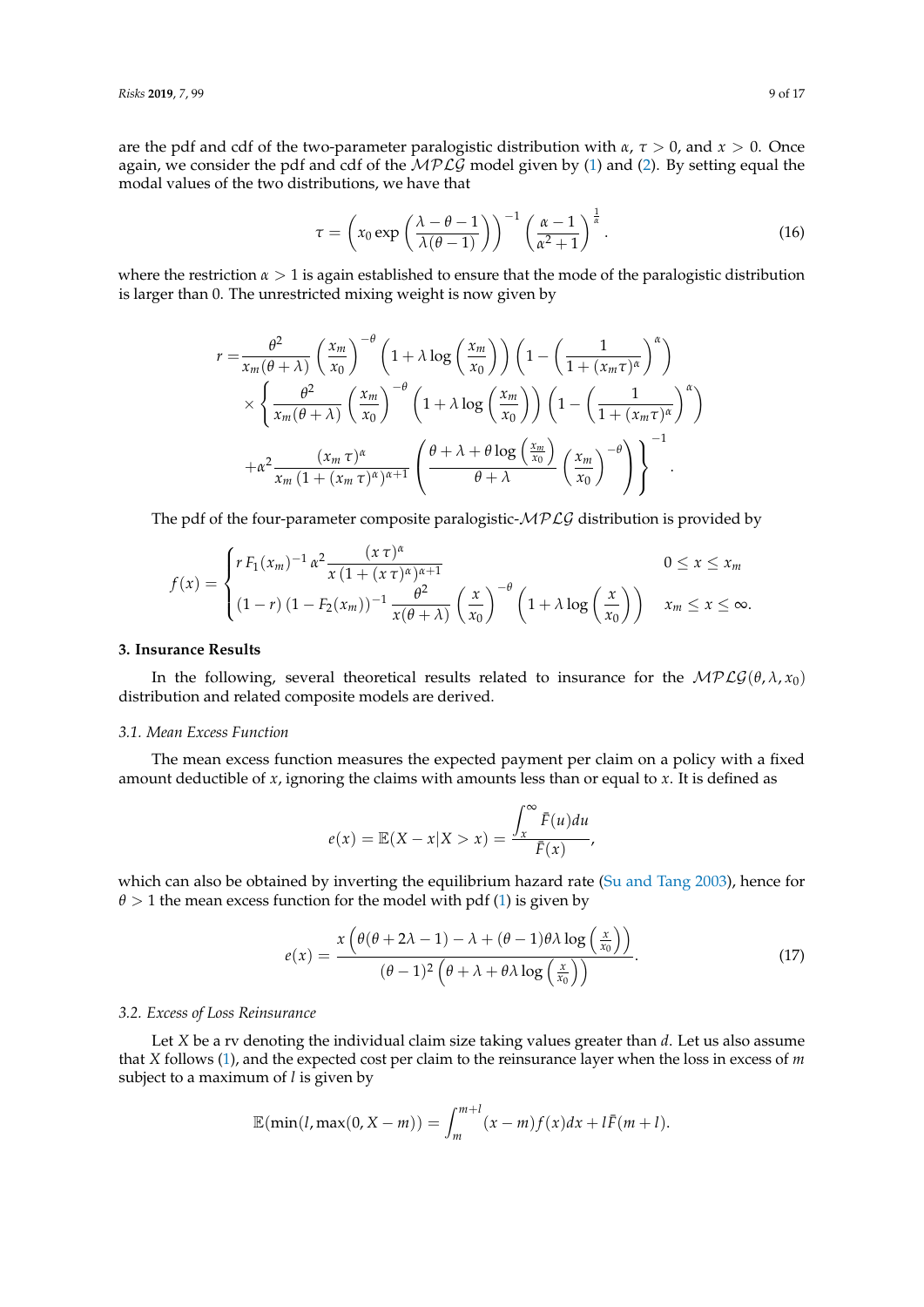are the pdf and cdf of the two-parameter paralogistic distribution with $\alpha$, $\tau > 0$, and $x > 0$. Once again, we consider the pdf and cdf of the $\mathcal{MPLG}$ model given by (1) and (2). By setting equal the modal values of the two distributions, we have that

$$\tau = \left( x_0 \exp\left( \frac{\lambda - \theta - 1}{\lambda(\theta - 1)} \right) \right)^{-1} \left( \frac{\alpha - 1}{\alpha^2 + 1} \right)^{\frac{1}{\alpha}}. \tag{16}$$

where the restriction $\alpha > 1$ is again established to ensure that the mode of the paralogistic distribution is larger than 0. The unrestricted mixing weight is now given by

$$\begin{aligned} r = & \frac{\theta^2}{x_m(\theta+\lambda)} \left( \frac{x_m}{x_0} \right)^{-\theta} \left( 1 + \lambda \log\left( \frac{x_m}{x_0} \right) \right) \left( 1 - \left( \frac{1}{1 + (x_m \tau)^\alpha} \right)^\alpha \right) \\ & \times \left\{ \frac{\theta^2}{x_m(\theta+\lambda)} \left( \frac{x_m}{x_0} \right)^{-\theta} \left( 1 + \lambda \log\left( \frac{x_m}{x_0} \right) \right) \left( 1 - \left( \frac{1}{1 + (x_m \tau)^\alpha} \right)^\alpha \right) \right. \\ & \left. + \alpha^2 \frac{(x_m\, \tau)^\alpha}{x_m\, (1 + (x_m\, \tau)^\alpha)^{\alpha+1}} \left( \frac{\theta + \lambda + \theta \log\left( \frac{x_m}{x_0} \right)}{\theta + \lambda} \left( \frac{x_m}{x_0} \right)^{-\theta} \right) \right\}^{-1}. \end{aligned}$$

The pdf of the four-parameter composite paralogistic-$\mathcal{MPLG}$ distribution is provided by

$$f(x) = \begin{cases} r\, F_1(x_m)^{-1}\, \alpha^2 \dfrac{(x\,\tau)^\alpha}{x\,(1 + (x\,\tau)^\alpha)^{\alpha+1}} & 0 \le x \le x_m \\ (1 - r)\, (1 - F_2(x_m))^{-1}\, \dfrac{\theta^2}{x(\theta+\lambda)} \left( \dfrac{x}{x_0} \right)^{-\theta} \left( 1 + \lambda \log\left( \dfrac{x}{x_0} \right) \right) & x_m \le x \le \infty. \end{cases}$$

## 3. Insurance Results

In the following, several theoretical results related to insurance for the $\mathcal{MPLG}(\theta, \lambda, x_0)$ distribution and related composite models are derived.

### 3.1. Mean Excess Function

The mean excess function measures the expected payment per claim on a policy with a fixed amount deductible of $x$, ignoring the claims with amounts less than or equal to $x$. It is defined as

$$e(x) = \mathbb{E}(X - x | X > x) = \frac{\int_x^\infty \bar{F}(u) du}{\bar{F}(x)},$$

which can also be obtained by inverting the equilibrium hazard rate (Su and Tang 2003), hence for $\theta > 1$ the mean excess function for the model with pdf (1) is given by

$$e(x) = \frac{x\left( \theta(\theta + 2\lambda - 1) - \lambda + (\theta - 1)\theta\lambda \log\left( \frac{x}{x_0} \right) \right)}{(\theta - 1)^2 \left( \theta + \lambda + \theta\lambda \log\left( \frac{x}{x_0} \right) \right)}. \tag{17}$$

### 3.2. Excess of Loss Reinsurance

Let $X$ be a rv denoting the individual claim size taking values greater than $d$. Let us also assume that $X$ follows (1), and the expected cost per claim to the reinsurance layer when the loss in excess of $m$ subject to a maximum of $l$ is given by

$$\mathbb{E}(\min(l, \max(0, X - m)) = \int_m^{m+l} (x - m) f(x) dx + l\bar{F}(m + l).$$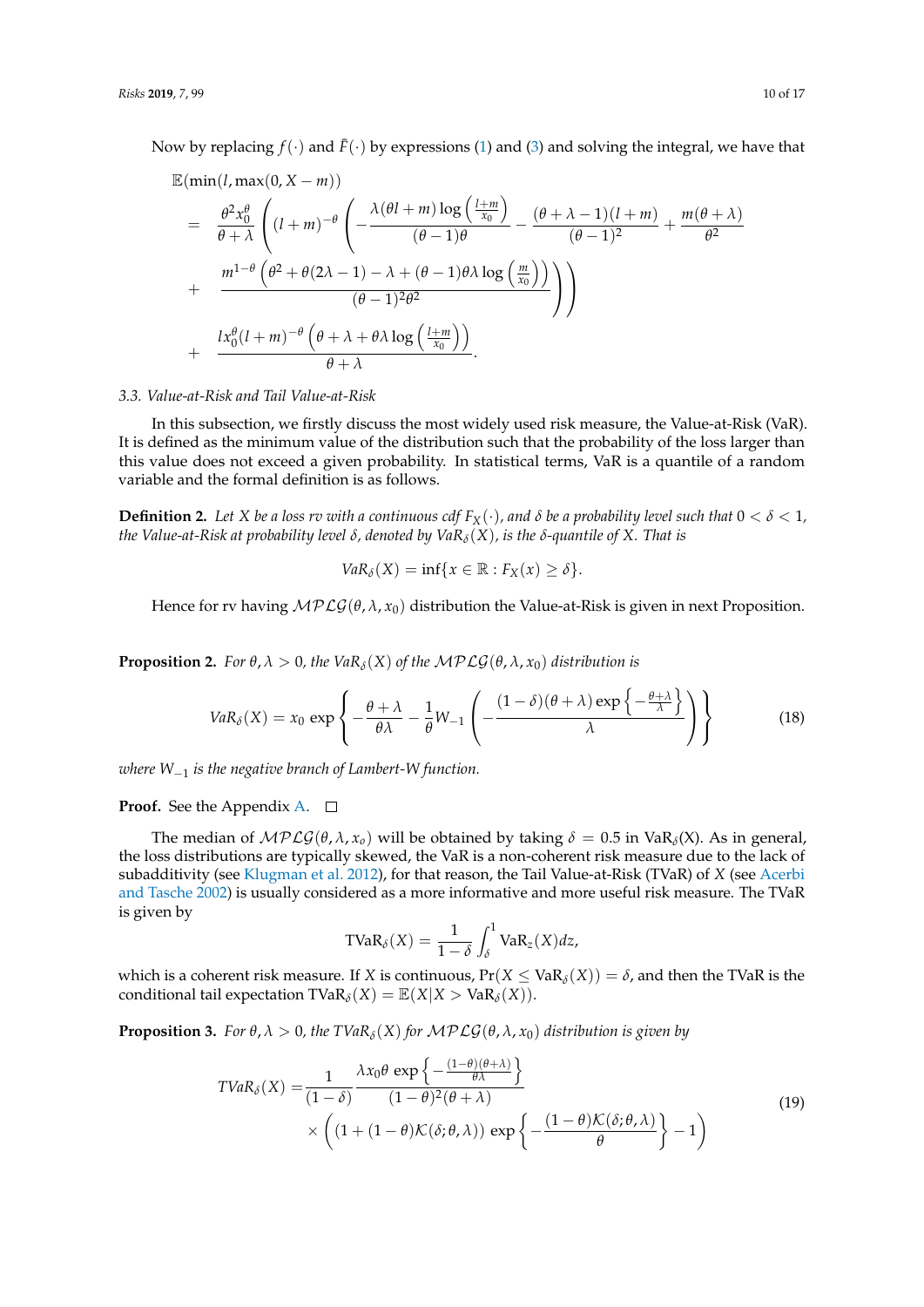Now by replacing $f(\cdot)$ and $\bar{F}(\cdot)$ by expressions (1) and (3) and solving the integral, we have that

$$
\begin{aligned}
&\mathbb{E}(\min(l, \max(0, X-m))) \\
&= \frac{\theta^2 x_0^\theta}{\theta+\lambda}\left((l+m)^{-\theta}\left(-\frac{\lambda(\theta l+m)\log\left(\frac{l+m}{x_0}\right)}{(\theta-1)\theta} - \frac{(\theta+\lambda-1)(l+m)}{(\theta-1)^2} + \frac{m(\theta+\lambda)}{\theta^2}\right.\right. \\
&+ \left.\left.\frac{m^{1-\theta}\left(\theta^2+\theta(2\lambda-1)-\lambda+(\theta-1)\theta\lambda\log\left(\frac{m}{x_0}\right)\right)}{(\theta-1)^2\theta^2}\right)\right) \\
&+ \frac{l x_0^\theta (l+m)^{-\theta}\left(\theta+\lambda+\theta\lambda\log\left(\frac{l+m}{x_0}\right)\right)}{\theta+\lambda}.
\end{aligned}
$$

### 3.3. Value-at-Risk and Tail Value-at-Risk

In this subsection, we firstly discuss the most widely used risk measure, the Value-at-Risk (VaR). It is defined as the minimum value of the distribution such that the probability of the loss larger than this value does not exceed a given probability. In statistical terms, VaR is a quantile of a random variable and the formal definition is as follows.

**Definition 2.** *Let $X$ be a loss rv with a continuous cdf $F_X(\cdot)$, and $\delta$ be a probability level such that $0 < \delta < 1$, the Value-at-Risk at probability level $\delta$, denoted by $VaR_\delta(X)$, is the $\delta$-quantile of $X$. That is*

$$VaR_\delta(X) = \inf\{x \in \mathbb{R} : F_X(x) \geq \delta\}.$$

Hence for rv having $\mathcal{MPLG}(\theta, \lambda, x_0)$ distribution the Value-at-Risk is given in next Proposition.

**Proposition 2.** *For $\theta, \lambda > 0$, the $VaR_\delta(X)$ of the $\mathcal{MPLG}(\theta, \lambda, x_0)$ distribution is*

$$VaR_\delta(X) = x_0 \exp\left\{-\frac{\theta+\lambda}{\theta\lambda} - \frac{1}{\theta}W_{-1}\left(-\frac{(1-\delta)(\theta+\lambda)\exp\left\{-\frac{\theta+\lambda}{\lambda}\right\}}{\lambda}\right)\right\} \tag{18}$$

*where $W_{-1}$ is the negative branch of Lambert-W function.*

**Proof.** See the Appendix A. □

The median of $\mathcal{MPLG}(\theta, \lambda, x_o)$ will be obtained by taking $\delta = 0.5$ in $\text{VaR}_\delta(\text{X})$. As in general, the loss distributions are typically skewed, the VaR is a non-coherent risk measure due to the lack of subadditivity (see Klugman et al. 2012), for that reason, the Tail Value-at-Risk (TVaR) of $X$ (see Acerbi and Tasche 2002) is usually considered as a more informative and more useful risk measure. The TVaR is given by

$$\text{TVaR}_\delta(X) = \frac{1}{1-\delta}\int_\delta^1 \text{VaR}_z(X)dz,$$

which is a coherent risk measure. If $X$ is continuous, $\Pr(X \leq \text{VaR}_\delta(X)) = \delta$, and then the TVaR is the conditional tail expectation $\text{TVaR}_\delta(X) = \mathbb{E}(X|X > \text{VaR}_\delta(X))$.

**Proposition 3.** *For $\theta, \lambda > 0$, the $TVaR_\delta(X)$ for $\mathcal{MPLG}(\theta, \lambda, x_0)$ distribution is given by*

$$
\begin{aligned}
TVaR_\delta(X) = &\frac{1}{(1-\delta)}\frac{\lambda x_0 \theta \exp\left\{-\frac{(1-\theta)(\theta+\lambda)}{\theta\lambda}\right\}}{(1-\theta)^2(\theta+\lambda)} \\
&\times\left((1+(1-\theta)\mathcal{K}(\delta;\theta,\lambda))\exp\left\{-\frac{(1-\theta)\mathcal{K}(\delta;\theta,\lambda)}{\theta}\right\} - 1\right)
\end{aligned}
\tag{19}
$$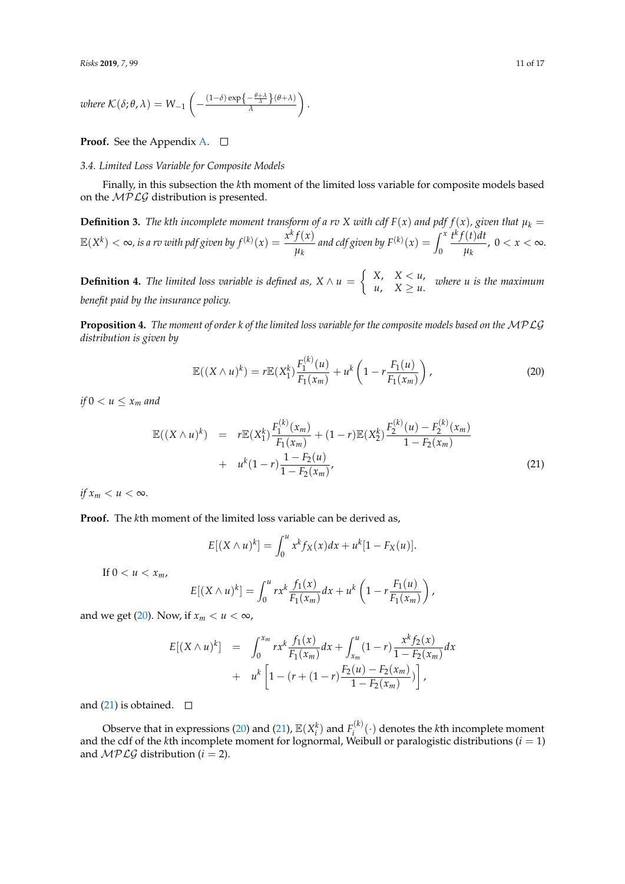where $\mathcal{K}(\delta;\theta,\lambda) = W_{-1}\left(-\frac{(1-\delta)\exp\left\{-\frac{\theta+\lambda}{\lambda}\right\}(\theta+\lambda)}{\lambda}\right)$.

**Proof.** See the Appendix A. □

### 3.4. Limited Loss Variable for Composite Models

Finally, in this subsection the $k$th moment of the limited loss variable for composite models based on the $\mathcal{MPLG}$ distribution is presented.

**Definition 3.** *The kth incomplete moment transform of a rv $X$ with cdf $F(x)$ and pdf $f(x)$, given that $\mu_k = \mathbb{E}(X^k) < \infty$, is a rv with pdf given by $f^{(k)}(x) = \dfrac{x^k f(x)}{\mu_k}$ and cdf given by $F^{(k)}(x) = \displaystyle\int_0^x \frac{t^k f(t)dt}{\mu_k}$, $0 < x < \infty$.*

**Definition 4.** *The limited loss variable is defined as,* $X \wedge u = \begin{cases} X, & X < u, \\ u, & X \geq u. \end{cases}$ *where $u$ is the maximum benefit paid by the insurance policy.*

**Proposition 4.** *The moment of order $k$ of the limited loss variable for the composite models based on the $\mathcal{MPLG}$ distribution is given by*

$$\mathbb{E}((X \wedge u)^k) = r\mathbb{E}(X_1^k)\frac{F_1^{(k)}(u)}{F_1(x_m)} + u^k\left(1 - r\frac{F_1(u)}{F_1(x_m)}\right), \tag{20}$$

*if $0 < u \leq x_m$ and*

$$\begin{aligned}\mathbb{E}((X \wedge u)^k) &= r\mathbb{E}(X_1^k)\frac{F_1^{(k)}(x_m)}{F_1(x_m)} + (1-r)\mathbb{E}(X_2^k)\frac{F_2^{(k)}(u) - F_2^{(k)}(x_m)}{1 - F_2(x_m)} \\ &+ u^k(1-r)\frac{1 - F_2(u)}{1 - F_2(x_m)},\end{aligned} \tag{21}$$

*if $x_m < u < \infty$.*

**Proof.** The $k$th moment of the limited loss variable can be derived as,

$$E[(X \wedge u)^k] = \int_0^u x^k f_X(x)dx + u^k[1 - F_X(u)].$$

If $0 < u < x_m$,

$$E[(X \wedge u)^k] = \int_0^u rx^k \frac{f_1(x)}{F_1(x_m)}dx + u^k\left(1 - r\frac{F_1(u)}{F_1(x_m)}\right),$$

and we get (20). Now, if $x_m < u < \infty$,

$$\begin{aligned}E[(X \wedge u)^k] &= \int_0^{x_m} rx^k \frac{f_1(x)}{F_1(x_m)}dx + \int_{x_m}^u (1-r)\frac{x^k f_2(x)}{1 - F_2(x_m)}dx \\ &+ u^k\left[1 - (r + (1-r)\frac{F_2(u) - F_2(x_m)}{1 - F_2(x_m)})\right],\end{aligned}$$

and (21) is obtained. □

Observe that in expressions (20) and (21), $\mathbb{E}(X_i^k)$ and $F_i^{(k)}(\cdot)$ denotes the $k$th incomplete moment and the cdf of the $k$th incomplete moment for lognormal, Weibull or paralogistic distributions ($i = 1$) and $\mathcal{MPLG}$ distribution ($i = 2$).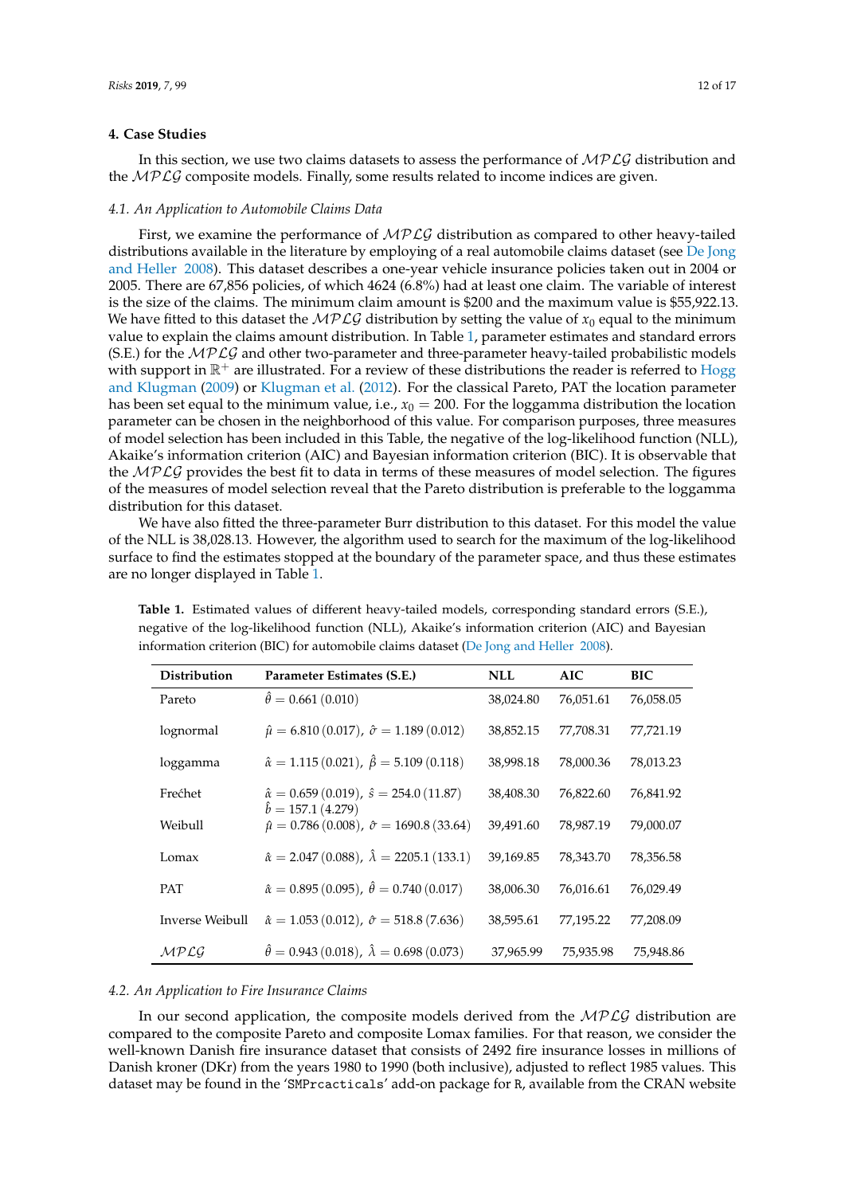## 4. Case Studies

In this section, we use two claims datasets to assess the performance of $\mathcal{MPLG}$ distribution and the $\mathcal{MPLG}$ composite models. Finally, some results related to income indices are given.

### 4.1. An Application to Automobile Claims Data

First, we examine the performance of $\mathcal{MPLG}$ distribution as compared to other heavy-tailed distributions available in the literature by employing of a real automobile claims dataset (see De Jong and Heller 2008). This dataset describes a one-year vehicle insurance policies taken out in 2004 or 2005. There are 67,856 policies, of which 4624 (6.8%) had at least one claim. The variable of interest is the size of the claims. The minimum claim amount is $200 and the maximum value is $55,922.13. We have fitted to this dataset the $\mathcal{MPLG}$ distribution by setting the value of $x_0$ equal to the minimum value to explain the claims amount distribution. In Table 1, parameter estimates and standard errors (S.E.) for the $\mathcal{MPLG}$ and other two-parameter and three-parameter heavy-tailed probabilistic models with support in $\mathbb{R}^+$ are illustrated. For a review of these distributions the reader is referred to Hogg and Klugman (2009) or Klugman et al. (2012). For the classical Pareto, PAT the location parameter has been set equal to the minimum value, i.e., $x_0 = 200$. For the loggamma distribution the location parameter can be chosen in the neighborhood of this value. For comparison purposes, three measures of model selection has been included in this Table, the negative of the log-likelihood function (NLL), Akaike's information criterion (AIC) and Bayesian information criterion (BIC). It is observable that the $\mathcal{MPLG}$ provides the best fit to data in terms of these measures of model selection. The figures of the measures of model selection reveal that the Pareto distribution is preferable to the loggamma distribution for this dataset.

We have also fitted the three-parameter Burr distribution to this dataset. For this model the value of the NLL is 38,028.13. However, the algorithm used to search for the maximum of the log-likelihood surface to find the estimates stopped at the boundary of the parameter space, and thus these estimates are no longer displayed in Table 1.

**Table 1.** Estimated values of different heavy-tailed models, corresponding standard errors (S.E.), negative of the log-likelihood function (NLL), Akaike's information criterion (AIC) and Bayesian information criterion (BIC) for automobile claims dataset (De Jong and Heller 2008).

| Distribution | Parameter Estimates (S.E.) | NLL | AIC | BIC |
|---|---|---|---|---|
| Pareto | $\hat{\theta} = 0.661\,(0.010)$ | 38,024.80 | 76,051.61 | 76,058.05 |
| lognormal | $\hat{\mu} = 6.810\,(0.017)$, $\hat{\sigma} = 1.189\,(0.012)$ | 38,852.15 | 77,708.31 | 77,721.19 |
| loggamma | $\hat{\alpha} = 1.115\,(0.021)$, $\hat{\beta} = 5.109\,(0.118)$ | 38,998.18 | 78,000.36 | 78,013.23 |
| Frećhet | $\hat{\alpha} = 0.659\,(0.019)$, $\hat{s} = 254.0\,(11.87)$ $\hat{b} = 157.1\,(4.279)$ | 38,408.30 | 76,822.60 | 76,841.92 |
| Weibull | $\hat{\mu} = 0.786\,(0.008)$, $\hat{\sigma} = 1690.8\,(33.64)$ | 39,491.60 | 78,987.19 | 79,000.07 |
| Lomax | $\hat{\alpha} = 2.047\,(0.088)$, $\hat{\lambda} = 2205.1\,(133.1)$ | 39,169.85 | 78,343.70 | 78,356.58 |
| PAT | $\hat{\alpha} = 0.895\,(0.095)$, $\hat{\theta} = 0.740\,(0.017)$ | 38,006.30 | 76,016.61 | 76,029.49 |
| Inverse Weibull | $\hat{\alpha} = 1.053\,(0.012)$, $\hat{\sigma} = 518.8\,(7.636)$ | 38,595.61 | 77,195.22 | 77,208.09 |
| $\mathcal{MPLG}$ | $\hat{\theta} = 0.943\,(0.018)$, $\hat{\lambda} = 0.698\,(0.073)$ | 37,965.99 | 75,935.98 | 75,948.86 |

### 4.2. An Application to Fire Insurance Claims

In our second application, the composite models derived from the $\mathcal{MPLG}$ distribution are compared to the composite Pareto and composite Lomax families. For that reason, we consider the well-known Danish fire insurance dataset that consists of 2492 fire insurance losses in millions of Danish kroner (DKr) from the years 1980 to 1990 (both inclusive), adjusted to reflect 1985 values. This dataset may be found in the 'SMPrcacticals' add-on package for R, available from the CRAN website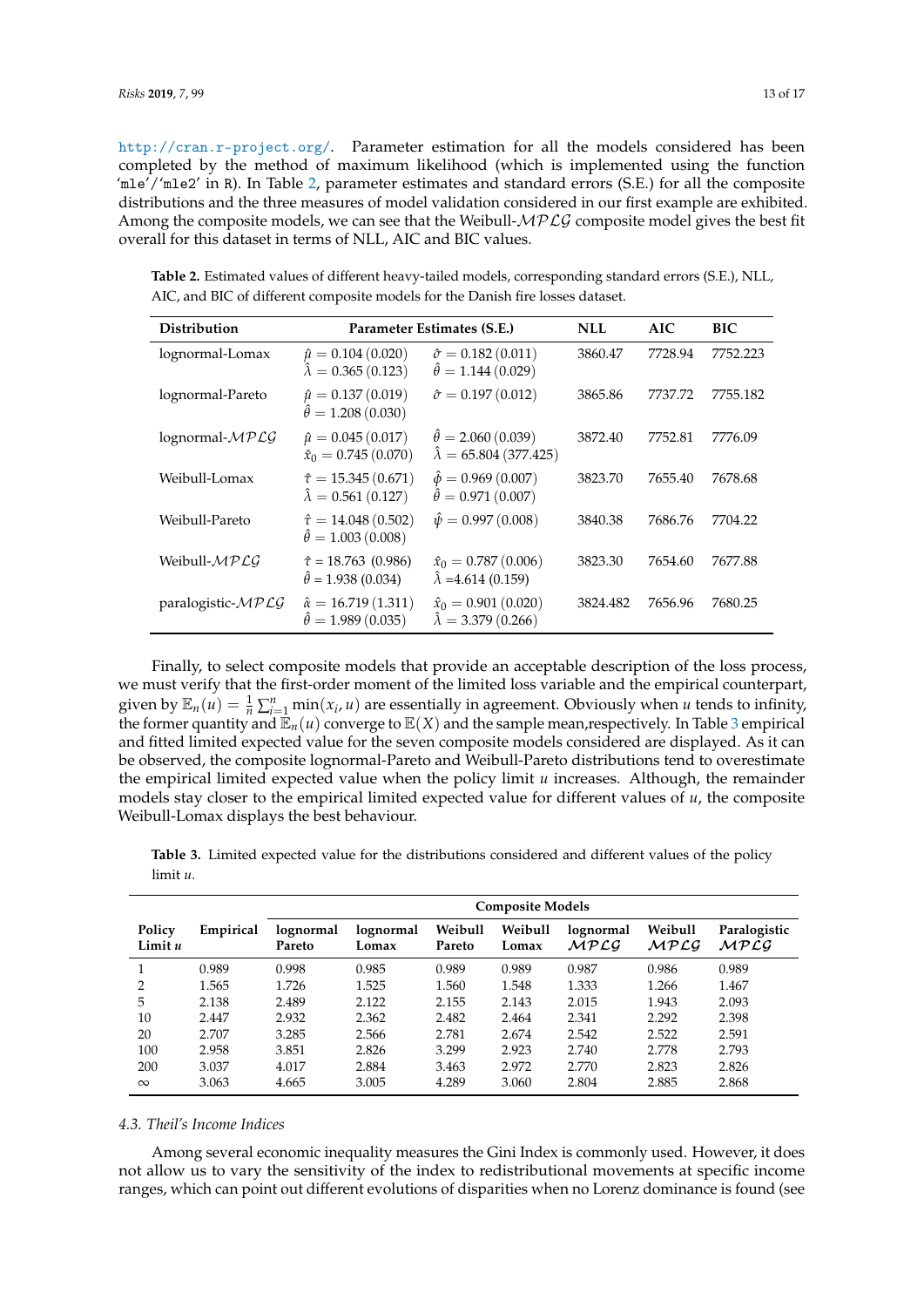http://cran.r-project.org/. Parameter estimation for all the models considered has been completed by the method of maximum likelihood (which is implemented using the function 'mle'/'mle2' in R). In Table 2, parameter estimates and standard errors (S.E.) for all the composite distributions and the three measures of model validation considered in our first example are exhibited. Among the composite models, we can see that the Weibull-$\mathcal{MPLG}$ composite model gives the best fit overall for this dataset in terms of NLL, AIC and BIC values.

**Table 2.** Estimated values of different heavy-tailed models, corresponding standard errors (S.E.), NLL, AIC, and BIC of different composite models for the Danish fire losses dataset.

| Distribution | Parameter Estimates (S.E.) | | NLL | AIC | BIC |
|---|---|---|---|---|---|
| lognormal-Lomax | $\hat{\mu} = 0.104\,(0.020)$<br>$\hat{\lambda} = 0.365\,(0.123)$ | $\hat{\sigma} = 0.182\,(0.011)$<br>$\hat{\theta} = 1.144\,(0.029)$ | 3860.47 | 7728.94 | 7752.223 |
| lognormal-Pareto | $\hat{\mu} = 0.137\,(0.019)$<br>$\hat{\theta} = 1.208\,(0.030)$ | $\hat{\sigma} = 0.197\,(0.012)$ | 3865.86 | 7737.72 | 7755.182 |
| lognormal-$\mathcal{MPLG}$ | $\hat{\mu} = 0.045\,(0.017)$<br>$\hat{x}_0 = 0.745\,(0.070)$ | $\hat{\theta} = 2.060\,(0.039)$<br>$\hat{\lambda} = 65.804\,(377.425)$ | 3872.40 | 7752.81 | 7776.09 |
| Weibull-Lomax | $\hat{\tau} = 15.345\,(0.671)$<br>$\hat{\lambda} = 0.561\,(0.127)$ | $\hat{\phi} = 0.969\,(0.007)$<br>$\hat{\theta} = 0.971\,(0.007)$ | 3823.70 | 7655.40 | 7678.68 |
| Weibull-Pareto | $\hat{\tau} = 14.048\,(0.502)$<br>$\hat{\theta} = 1.003\,(0.008)$ | $\hat{\psi} = 0.997\,(0.008)$ | 3840.38 | 7686.76 | 7704.22 |
| Weibull-$\mathcal{MPLG}$ | $\hat{\tau} = 18.763\,(0.986)$<br>$\hat{\theta} = 1.938\,(0.034)$ | $\hat{x}_0 = 0.787\,(0.006)$<br>$\hat{\lambda} = 4.614\,(0.159)$ | 3823.30 | 7654.60 | 7677.88 |
| paralogistic-$\mathcal{MPLG}$ | $\hat{\alpha} = 16.719\,(1.311)$<br>$\hat{\theta} = 1.989\,(0.035)$ | $\hat{x}_0 = 0.901\,(0.020)$<br>$\hat{\lambda} = 3.379\,(0.266)$ | 3824.482 | 7656.96 | 7680.25 |

Finally, to select composite models that provide an acceptable description of the loss process, we must verify that the first-order moment of the limited loss variable and the empirical counterpart, given by $\mathbb{E}_n(u) = \frac{1}{n}\sum_{i=1}^{n}\min(x_i, u)$ are essentially in agreement. Obviously when $u$ tends to infinity, the former quantity and $\mathbb{E}_n(u)$ converge to $\mathbb{E}(X)$ and the sample mean,respectively. In Table 3 empirical and fitted limited expected value for the seven composite models considered are displayed. As it can be observed, the composite lognormal-Pareto and Weibull-Pareto distributions tend to overestimate the empirical limited expected value when the policy limit $u$ increases. Although, the remainder models stay closer to the empirical limited expected value for different values of $u$, the composite Weibull-Lomax displays the best behaviour.

**Table 3.** Limited expected value for the distributions considered and different values of the policy limit $u$.

| | | Composite Models | | | | | | |
|---|---|---|---|---|---|---|---|---|
| Policy Limit $u$ | Empirical | lognormal Pareto | lognormal Lomax | Weibull Pareto | Weibull Lomax | lognormal $\mathcal{MPLG}$ | Weibull $\mathcal{MPLG}$ | Paralogistic $\mathcal{MPLG}$ |
| 1 | 0.989 | 0.998 | 0.985 | 0.989 | 0.989 | 0.987 | 0.986 | 0.989 |
| 2 | 1.565 | 1.726 | 1.525 | 1.560 | 1.548 | 1.333 | 1.266 | 1.467 |
| 5 | 2.138 | 2.489 | 2.122 | 2.155 | 2.143 | 2.015 | 1.943 | 2.093 |
| 10 | 2.447 | 2.932 | 2.362 | 2.482 | 2.464 | 2.341 | 2.292 | 2.398 |
| 20 | 2.707 | 3.285 | 2.566 | 2.781 | 2.674 | 2.542 | 2.522 | 2.591 |
| 100 | 2.958 | 3.851 | 2.826 | 3.299 | 2.923 | 2.740 | 2.778 | 2.793 |
| 200 | 3.037 | 4.017 | 2.884 | 3.463 | 2.972 | 2.770 | 2.823 | 2.826 |
| $\infty$ | 3.063 | 4.665 | 3.005 | 4.289 | 3.060 | 2.804 | 2.885 | 2.868 |

### 4.3. Theil's Income Indices

Among several economic inequality measures the Gini Index is commonly used. However, it does not allow us to vary the sensitivity of the index to redistributional movements at specific income ranges, which can point out different evolutions of disparities when no Lorenz dominance is found (see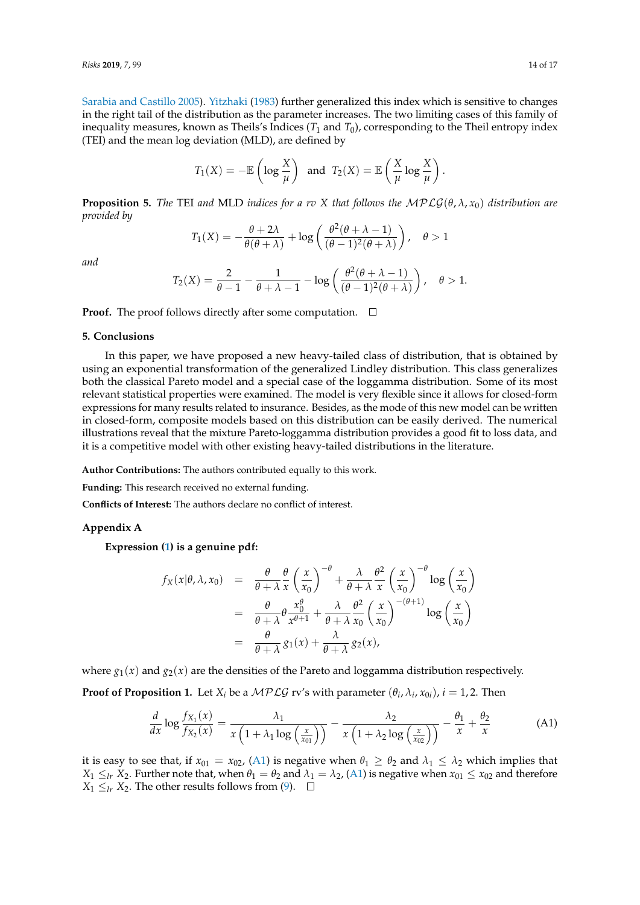Sarabia and Castillo 2005). Yitzhaki (1983) further generalized this index which is sensitive to changes in the right tail of the distribution as the parameter increases. The two limiting cases of this family of inequality measures, known as Theils's Indices ($T_1$ and $T_0$), corresponding to the Theil entropy index (TEI) and the mean log deviation (MLD), are defined by

$$T_1(X) = -\mathbb{E}\left(\log \frac{X}{\mu}\right) \quad \text{and} \quad T_2(X) = \mathbb{E}\left(\frac{X}{\mu} \log \frac{X}{\mu}\right).$$

**Proposition 5.** *The* TEI *and* MLD *indices for a rv $X$ that follows the $\mathcal{MPLG}(\theta, \lambda, x_0)$ distribution are provided by*

$$T_1(X) = -\frac{\theta + 2\lambda}{\theta(\theta + \lambda)} + \log\left(\frac{\theta^2(\theta + \lambda - 1)}{(\theta - 1)^2(\theta + \lambda)}\right), \quad \theta > 1$$

*and*

$$T_2(X) = \frac{2}{\theta - 1} - \frac{1}{\theta + \lambda - 1} - \log\left(\frac{\theta^2(\theta + \lambda - 1)}{(\theta - 1)^2(\theta + \lambda)}\right), \quad \theta > 1.$$

**Proof.** The proof follows directly after some computation. □

## 5. Conclusions

In this paper, we have proposed a new heavy-tailed class of distribution, that is obtained by using an exponential transformation of the generalized Lindley distribution. This class generalizes both the classical Pareto model and a special case of the loggamma distribution. Some of its most relevant statistical properties were examined. The model is very flexible since it allows for closed-form expressions for many results related to insurance. Besides, as the mode of this new model can be written in closed-form, composite models based on this distribution can be easily derived. The numerical illustrations reveal that the mixture Pareto-loggamma distribution provides a good fit to loss data, and it is a competitive model with other existing heavy-tailed distributions in the literature.

**Author Contributions:** The authors contributed equally to this work.

**Funding:** This research received no external funding.

**Conflicts of Interest:** The authors declare no conflict of interest.

## Appendix A

**Expression (1) is a genuine pdf:**

$$\begin{aligned}
f_X(x|\theta, \lambda, x_0) &= \frac{\theta}{\theta + \lambda} \frac{\theta}{x} \left(\frac{x}{x_0}\right)^{-\theta} + \frac{\lambda}{\theta + \lambda} \frac{\theta^2}{x} \left(\frac{x}{x_0}\right)^{-\theta} \log\left(\frac{x}{x_0}\right) \\
&= \frac{\theta}{\theta + \lambda} \theta \frac{x_0^\theta}{x^{\theta+1}} + \frac{\lambda}{\theta + \lambda} \frac{\theta^2}{x_0} \left(\frac{x}{x_0}\right)^{-(\theta+1)} \log\left(\frac{x}{x_0}\right) \\
&= \frac{\theta}{\theta + \lambda} g_1(x) + \frac{\lambda}{\theta + \lambda} g_2(x),
\end{aligned}$$

where $g_1(x)$ and $g_2(x)$ are the densities of the Pareto and loggamma distribution respectively.

**Proof of Proposition 1.** Let $X_i$ be a $\mathcal{MPLG}$ rv's with parameter $(\theta_i, \lambda_i, x_{0i})$, $i = 1, 2$. Then

$$\frac{d}{dx} \log \frac{f_{X_1}(x)}{f_{X_2}(x)} = \frac{\lambda_1}{x\left(1 + \lambda_1 \log\left(\frac{x}{x_{01}}\right)\right)} - \frac{\lambda_2}{x\left(1 + \lambda_2 \log\left(\frac{x}{x_{02}}\right)\right)} - \frac{\theta_1}{x} + \frac{\theta_2}{x} \tag{A1}$$

it is easy to see that, if $x_{01} = x_{02}$, (A1) is negative when $\theta_1 \geq \theta_2$ and $\lambda_1 \leq \lambda_2$ which implies that $X_1 \leq_{lr} X_2$. Further note that, when $\theta_1 = \theta_2$ and $\lambda_1 = \lambda_2$, (A1) is negative when $x_{01} \leq x_{02}$ and therefore $X_1 \leq_{lr} X_2$. The other results follows from (9). □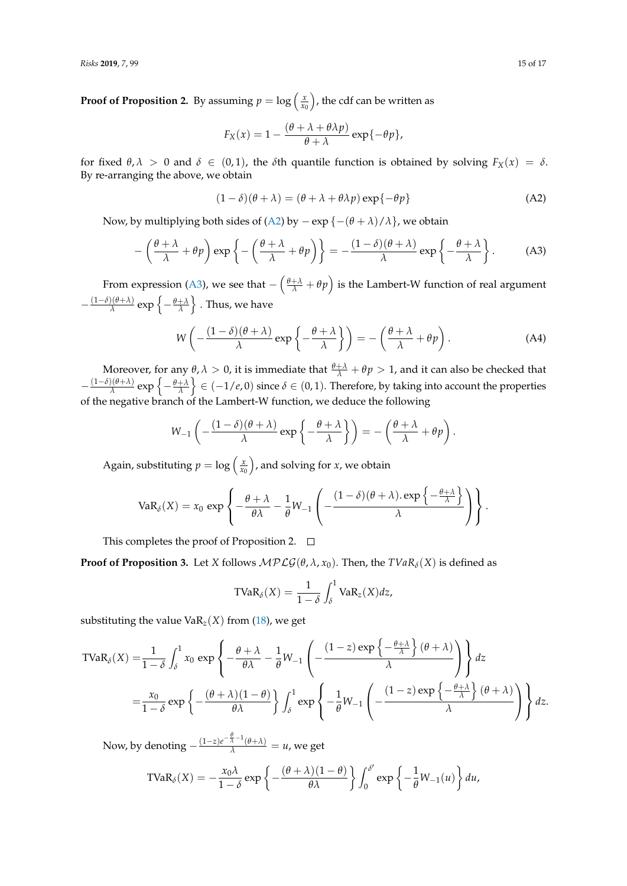**Proof of Proposition 2.** By assuming $p = \log\left(\frac{x}{x_0}\right)$, the cdf can be written as

$$F_X(x) = 1 - \frac{(\theta + \lambda + \theta\lambda p)}{\theta + \lambda} \exp\{-\theta p\},$$

for fixed $\theta, \lambda > 0$ and $\delta \in (0, 1)$, the $\delta$th quantile function is obtained by solving $F_X(x) = \delta$. By re-arranging the above, we obtain

$$(1 - \delta)(\theta + \lambda) = (\theta + \lambda + \theta\lambda p) \exp\{-\theta p\} \tag{A2}$$

Now, by multiplying both sides of (A2) by $-\exp\{-(\theta + \lambda)/\lambda\}$, we obtain

$$-\left(\frac{\theta + \lambda}{\lambda} + \theta p\right) \exp\left\{-\left(\frac{\theta + \lambda}{\lambda} + \theta p\right)\right\} = -\frac{(1 - \delta)(\theta + \lambda)}{\lambda} \exp\left\{-\frac{\theta + \lambda}{\lambda}\right\}. \tag{A3}$$

From expression (A3), we see that $-\left(\frac{\theta+\lambda}{\lambda} + \theta p\right)$ is the Lambert-W function of real argument $-\frac{(1-\delta)(\theta+\lambda)}{\lambda} \exp\left\{-\frac{\theta+\lambda}{\lambda}\right\}$. Thus, we have

$$W\left(-\frac{(1 - \delta)(\theta + \lambda)}{\lambda} \exp\left\{-\frac{\theta + \lambda}{\lambda}\right\}\right) = -\left(\frac{\theta + \lambda}{\lambda} + \theta p\right). \tag{A4}$$

Moreover, for any $\theta, \lambda > 0$, it is immediate that $\frac{\theta+\lambda}{\lambda} + \theta p > 1$, and it can also be checked that $-\frac{(1-\delta)(\theta+\lambda)}{\lambda} \exp\left\{-\frac{\theta+\lambda}{\lambda}\right\} \in (-1/e, 0)$ since $\delta \in (0, 1)$. Therefore, by taking into account the properties of the negative branch of the Lambert-W function, we deduce the following

$$W_{-1}\left(-\frac{(1 - \delta)(\theta + \lambda)}{\lambda} \exp\left\{-\frac{\theta + \lambda}{\lambda}\right\}\right) = -\left(\frac{\theta + \lambda}{\lambda} + \theta p\right).$$

Again, substituting $p = \log\left(\frac{x}{x_0}\right)$, and solving for $x$, we obtain

$$\text{VaR}_\delta(X) = x_0 \exp\left\{-\frac{\theta + \lambda}{\theta\lambda} - \frac{1}{\theta} W_{-1}\left(-\frac{(1 - \delta)(\theta + \lambda).\exp\left\{-\frac{\theta+\lambda}{\lambda}\right\}}{\lambda}\right)\right\}.$$

This completes the proof of Proposition 2. $\square$

**Proof of Proposition 3.** Let $X$ follows $\mathcal{MPLG}(\theta, \lambda, x_0)$. Then, the $TVaR_\delta(X)$ is defined as

$$\text{TVaR}_\delta(X) = \frac{1}{1 - \delta} \int_\delta^1 \text{VaR}_z(X) dz,$$

substituting the value $\text{VaR}_z(X)$ from (18), we get

$$\begin{aligned}
\text{TVaR}_\delta(X) =& \frac{1}{1 - \delta} \int_\delta^1 x_0 \exp\left\{-\frac{\theta + \lambda}{\theta\lambda} - \frac{1}{\theta} W_{-1}\left(-\frac{(1 - z)\exp\left\{-\frac{\theta+\lambda}{\lambda}\right\}(\theta + \lambda)}{\lambda}\right)\right\} dz \\
=& \frac{x_0}{1 - \delta} \exp\left\{-\frac{(\theta + \lambda)(1 - \theta)}{\theta\lambda}\right\} \int_\delta^1 \exp\left\{-\frac{1}{\theta} W_{-1}\left(-\frac{(1 - z)\exp\left\{-\frac{\theta+\lambda}{\lambda}\right\}(\theta + \lambda)}{\lambda}\right)\right\} dz.
\end{aligned}$$

Now, by denoting $-\frac{(1-z)e^{-\frac{\theta}{\lambda}-1}(\theta+\lambda)}{\lambda} = u$, we get

$$\text{TVaR}_\delta(X) = -\frac{x_0\lambda}{1 - \delta} \exp\left\{-\frac{(\theta + \lambda)(1 - \theta)}{\theta\lambda}\right\} \int_0^{\delta'} \exp\left\{-\frac{1}{\theta} W_{-1}(u)\right\} du,$$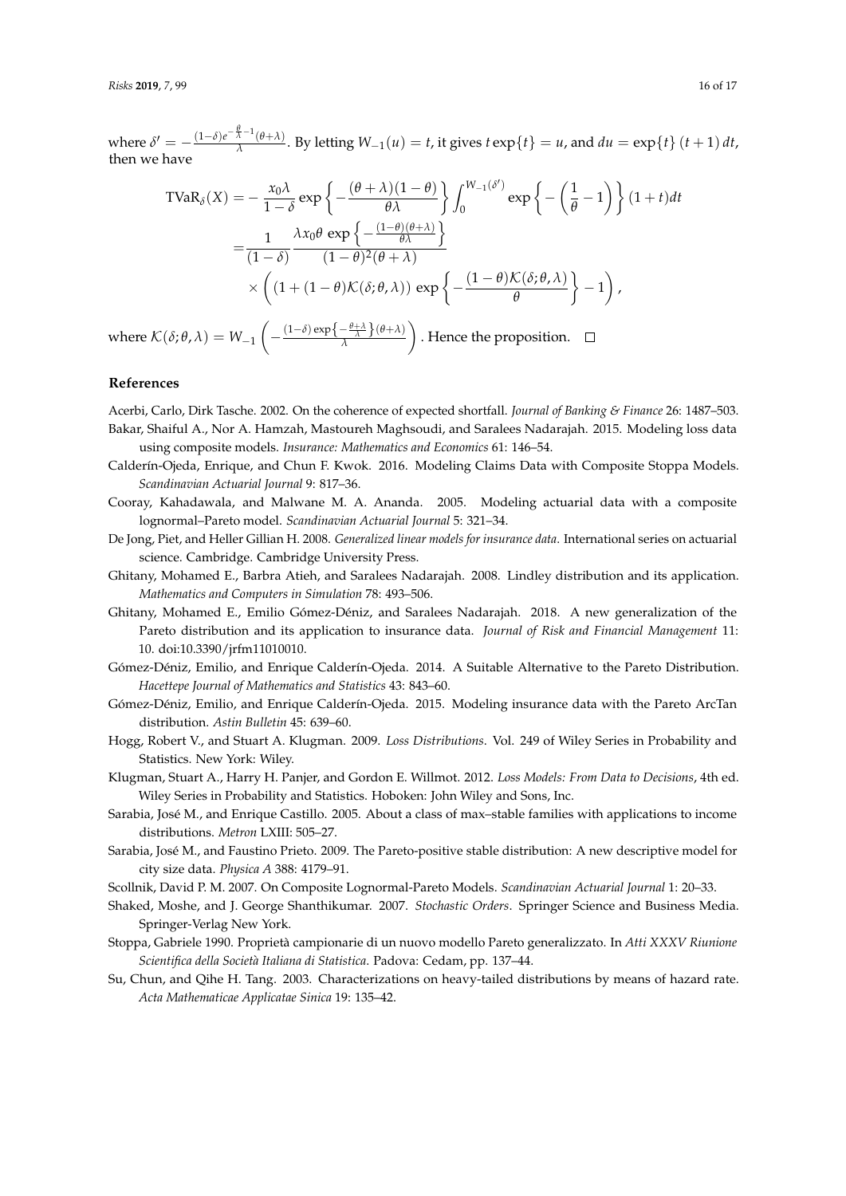where $\delta' = -\frac{(1-\delta)e^{-\frac{\theta}{\lambda}-1}(\theta+\lambda)}{\lambda}$. By letting $W_{-1}(u) = t$, it gives $t\exp\{t\} = u$, and $du = \exp\{t\}\,(t+1)\,dt$, then we have

$$
\begin{aligned}
\text{TVaR}_\delta(X) =& -\frac{x_0\lambda}{1-\delta}\exp\left\{-\frac{(\theta+\lambda)(1-\theta)}{\theta\lambda}\right\}\int_0^{W_{-1}(\delta')}\exp\left\{-\left(\frac{1}{\theta}-1\right)\right\}(1+t)dt \\
=& \frac{1}{(1-\delta)}\frac{\lambda x_0\theta\,\exp\left\{-\frac{(1-\theta)(\theta+\lambda)}{\theta\lambda}\right\}}{(1-\theta)^2(\theta+\lambda)} \\
& \times\left((1+(1-\theta)\mathcal{K}(\delta;\theta,\lambda))\,\exp\left\{-\frac{(1-\theta)\mathcal{K}(\delta;\theta,\lambda)}{\theta}\right\}-1\right),
\end{aligned}
$$

where $\mathcal{K}(\delta;\theta,\lambda) = W_{-1}\left(-\frac{(1-\delta)\exp\left\{-\frac{\theta+\lambda}{\lambda}\right\}(\theta+\lambda)}{\lambda}\right)$. Hence the proposition. $\square$

## References

Acerbi, Carlo, Dirk Tasche. 2002. On the coherence of expected shortfall. *Journal of Banking & Finance* 26: 1487–503.

Bakar, Shaiful A., Nor A. Hamzah, Mastoureh Maghsoudi, and Saralees Nadarajah. 2015. Modeling loss data using composite models. *Insurance: Mathematics and Economics* 61: 146–54.

Calderín-Ojeda, Enrique, and Chun F. Kwok. 2016. Modeling Claims Data with Composite Stoppa Models. *Scandinavian Actuarial Journal* 9: 817–36.

Cooray, Kahadawala, and Malwane M. A. Ananda. 2005. Modeling actuarial data with a composite lognormal–Pareto model. *Scandinavian Actuarial Journal* 5: 321–34.

De Jong, Piet, and Heller Gillian H. 2008. *Generalized linear models for insurance data*. International series on actuarial science. Cambridge. Cambridge University Press.

Ghitany, Mohamed E., Barbra Atieh, and Saralees Nadarajah. 2008. Lindley distribution and its application. *Mathematics and Computers in Simulation* 78: 493–506.

Ghitany, Mohamed E., Emilio Gómez-Déniz, and Saralees Nadarajah. 2018. A new generalization of the Pareto distribution and its application to insurance data. *Journal of Risk and Financial Management* 11: 10. doi:10.3390/jrfm11010010.

Gómez-Déniz, Emilio, and Enrique Calderín-Ojeda. 2014. A Suitable Alternative to the Pareto Distribution. *Hacettepe Journal of Mathematics and Statistics* 43: 843–60.

Gómez-Déniz, Emilio, and Enrique Calderín-Ojeda. 2015. Modeling insurance data with the Pareto ArcTan distribution. *Astin Bulletin* 45: 639–60.

Hogg, Robert V., and Stuart A. Klugman. 2009. *Loss Distributions*. Vol. 249 of Wiley Series in Probability and Statistics. New York: Wiley.

Klugman, Stuart A., Harry H. Panjer, and Gordon E. Willmot. 2012. *Loss Models: From Data to Decisions*, 4th ed. Wiley Series in Probability and Statistics. Hoboken: John Wiley and Sons, Inc.

Sarabia, José M., and Enrique Castillo. 2005. About a class of max–stable families with applications to income distributions. *Metron* LXIII: 505–27.

Sarabia, José M., and Faustino Prieto. 2009. The Pareto-positive stable distribution: A new descriptive model for city size data. *Physica A* 388: 4179–91.

Scollnik, David P. M. 2007. On Composite Lognormal-Pareto Models. *Scandinavian Actuarial Journal* 1: 20–33.

Shaked, Moshe, and J. George Shanthikumar. 2007. *Stochastic Orders*. Springer Science and Business Media. Springer-Verlag New York.

Stoppa, Gabriele 1990. Proprietà campionarie di un nuovo modello Pareto generalizzato. In *Atti XXXV Riunione Scientifica della Società Italiana di Statistica*. Padova: Cedam, pp. 137–44.

Su, Chun, and Qihe H. Tang. 2003. Characterizations on heavy-tailed distributions by means of hazard rate. *Acta Mathematicae Applicatae Sinica* 19: 135–42.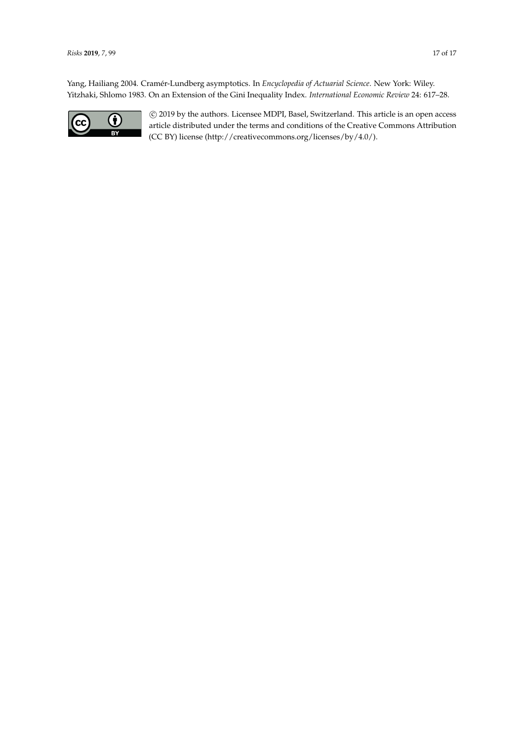Yang, Hailiang 2004. Cramér-Lundberg asymptotics. In *Encyclopedia of Actuarial Science*. New York: Wiley.

Yitzhaki, Shlomo 1983. On an Extension of the Gini Inequality Index. *International Economic Review* 24: 617–28.

© 2019 by the authors. Licensee MDPI, Basel, Switzerland. This article is an open access article distributed under the terms and conditions of the Creative Commons Attribution (CC BY) license (http://creativecommons.org/licenses/by/4.0/).